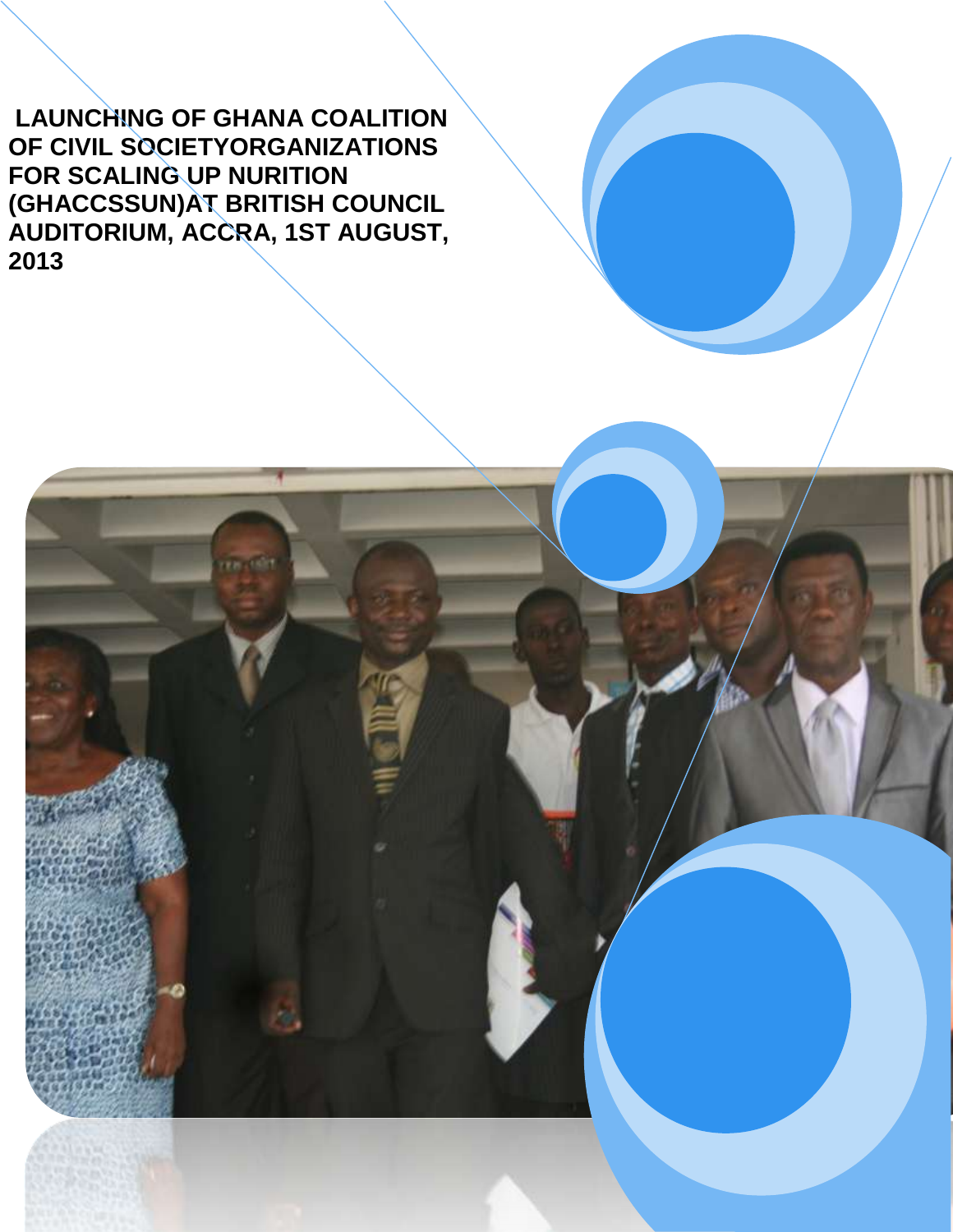# LAUNCHING OF GHANA COALITION OF CIVIL SOCIETYORGANIZATIONS FOR SCALING UP NURITION (GHACCSSUN)AT BRITISH COUNCIL AUDITORIUM, ACCRA, 1ST AUGUST, 2013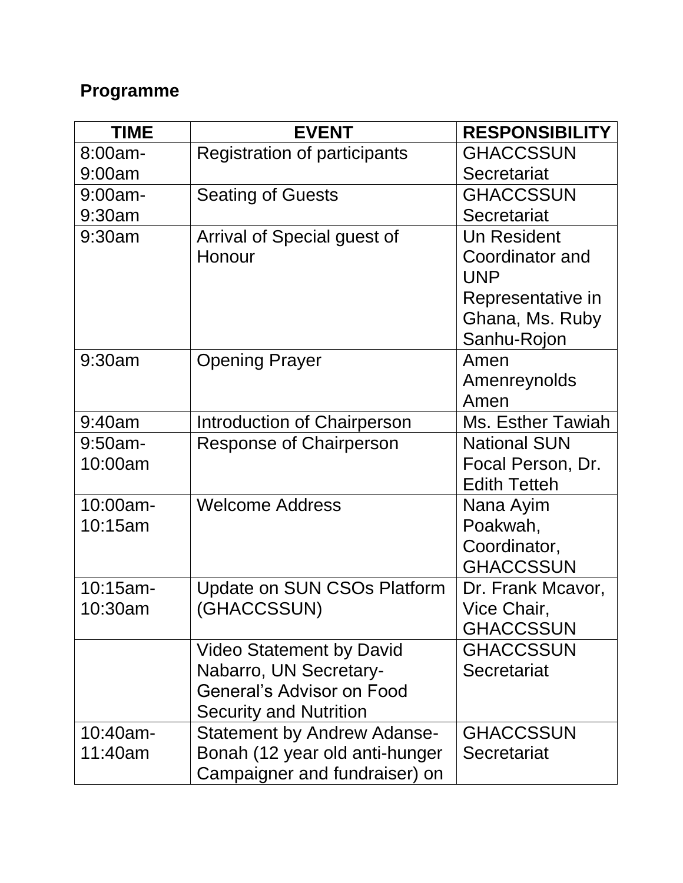**Programme**

| TIME | EVENT | RESPONSIBILITY |
| --- | --- | --- |
| 8:00am-9:00am | Registration of participants | GHACCSSUN Secretariat |
| 9:00am-9:30am | Seating of Guests | GHACCSSUN Secretariat |
| 9:30am | Arrival of Special guest of Honour | Un Resident Coordinator and UNP Representative in Ghana, Ms. Ruby Sanhu-Rojon |
| 9:30am | Opening Prayer | Amen Amenreynolds Amen |
| 9:40am | Introduction of Chairperson | Ms. Esther Tawiah |
| 9:50am-10:00am | Response of Chairperson | National SUN Focal Person, Dr. Edith Tetteh |
| 10:00am-10:15am | Welcome Address | Nana Ayim Poakwah, Coordinator, GHACCSSUN |
| 10:15am-10:30am | Update on SUN CSOs Platform (GHACCSSUN) | Dr. Frank Mcavor, Vice Chair, GHACCSSUN |
| | Video Statement by David Nabarro, UN Secretary-General's Advisor on Food Security and Nutrition | GHACCSSUN Secretariat |
| 10:40am-11:40am | Statement by Andrew Adanse-Bonah (12 year old anti-hunger Campaigner and fundraiser) on | GHACCSSUN Secretariat |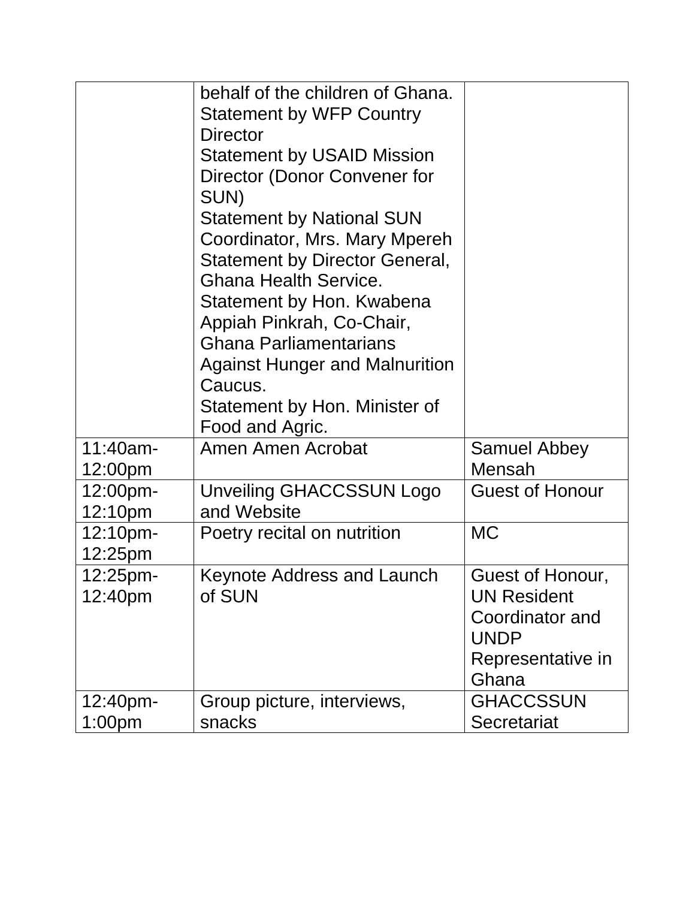| | | |
|---|---|---|
| | behalf of the children of Ghana.<br>Statement by WFP Country Director<br>Statement by USAID Mission Director (Donor Convener for SUN)<br>Statement by National SUN Coordinator, Mrs. Mary Mpereh<br>Statement by Director General, Ghana Health Service.<br>Statement by Hon. Kwabena Appiah Pinkrah, Co-Chair, Ghana Parliamentarians Against Hunger and Malnurition Caucus.<br>Statement by Hon. Minister of Food and Agric. | |
| 11:40am-12:00pm | Amen Amen Acrobat | Samuel Abbey Mensah |
| 12:00pm-12:10pm | Unveiling GHACCSSUN Logo and Website | Guest of Honour |
| 12:10pm-12:25pm | Poetry recital on nutrition | MC |
| 12:25pm-12:40pm | Keynote Address and Launch of SUN | Guest of Honour, UN Resident Coordinator and UNDP Representative in Ghana |
| 12:40pm-1:00pm | Group picture, interviews, snacks | GHACCSSUN Secretariat |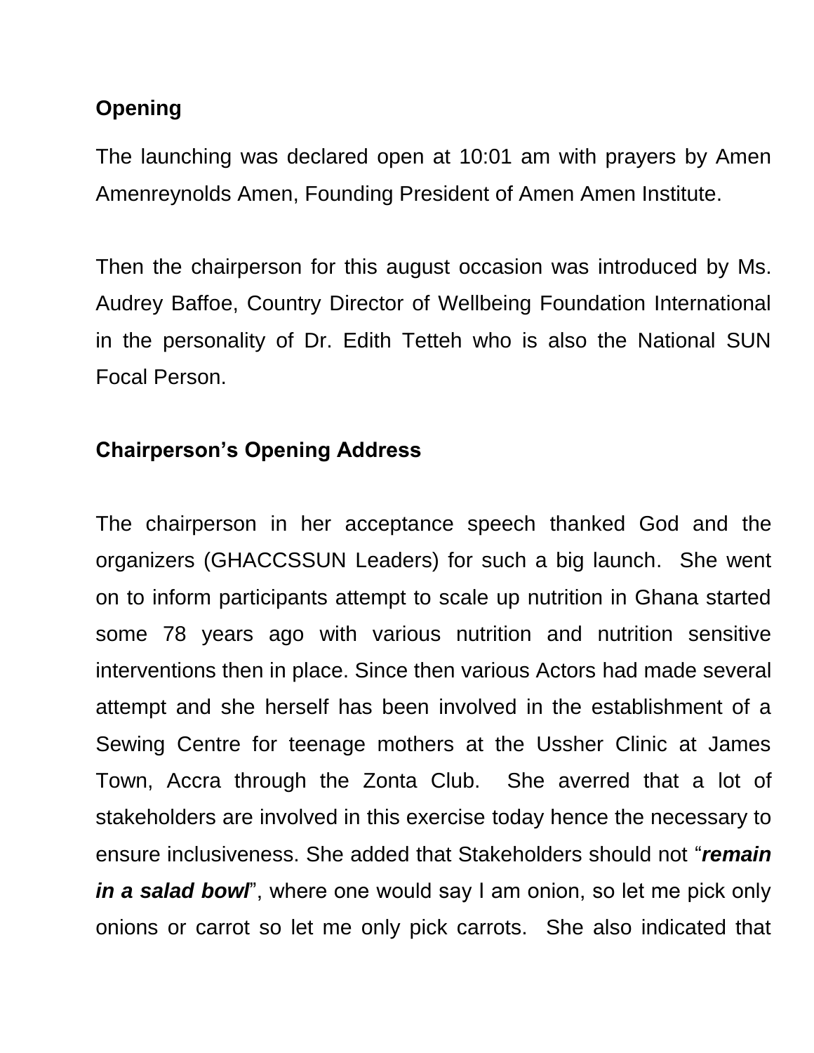## Opening

The launching was declared open at 10:01 am with prayers by Amen Amenreynolds Amen, Founding President of Amen Amen Institute.

Then the chairperson for this august occasion was introduced by Ms. Audrey Baffoe, Country Director of Wellbeing Foundation International in the personality of Dr. Edith Tetteh who is also the National SUN Focal Person.

## Chairperson's Opening Address

The chairperson in her acceptance speech thanked God and the organizers (GHACCSSUN Leaders) for such a big launch. She went on to inform participants attempt to scale up nutrition in Ghana started some 78 years ago with various nutrition and nutrition sensitive interventions then in place. Since then various Actors had made several attempt and she herself has been involved in the establishment of a Sewing Centre for teenage mothers at the Ussher Clinic at James Town, Accra through the Zonta Club. She averred that a lot of stakeholders are involved in this exercise today hence the necessary to ensure inclusiveness. She added that Stakeholders should not "***remain in a salad bowl***", where one would say I am onion, so let me pick only onions or carrot so let me only pick carrots. She also indicated that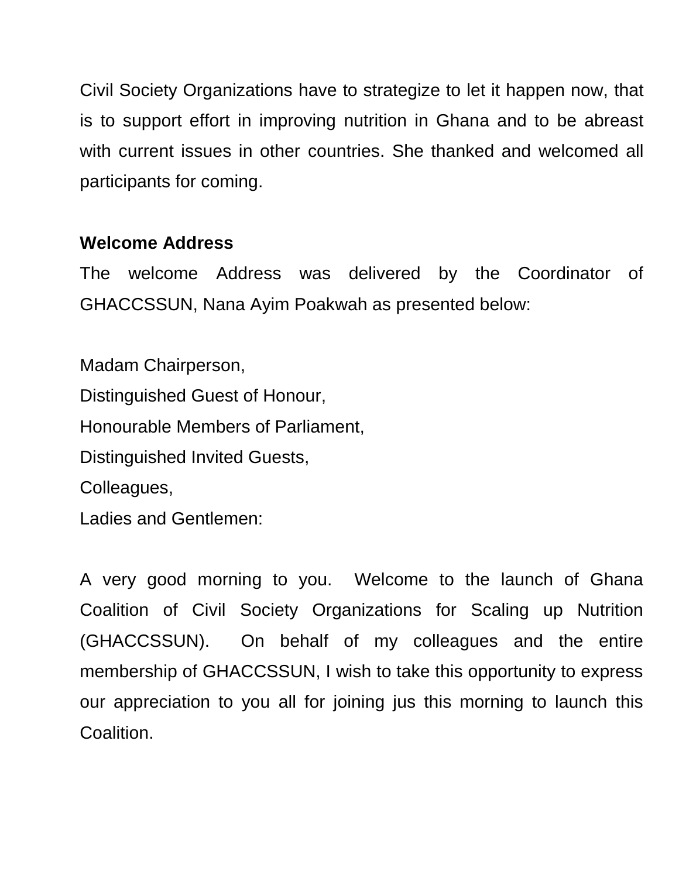Civil Society Organizations have to strategize to let it happen now, that is to support effort in improving nutrition in Ghana and to be abreast with current issues in other countries. She thanked and welcomed all participants for coming.

**Welcome Address**

The welcome Address was delivered by the Coordinator of GHACCSSUN, Nana Ayim Poakwah as presented below:

Madam Chairperson,
Distinguished Guest of Honour,
Honourable Members of Parliament,
Distinguished Invited Guests,
Colleagues,
Ladies and Gentlemen:

A very good morning to you. Welcome to the launch of Ghana Coalition of Civil Society Organizations for Scaling up Nutrition (GHACCSSUN). On behalf of my colleagues and the entire membership of GHACCSSUN, I wish to take this opportunity to express our appreciation to you all for joining jus this morning to launch this Coalition.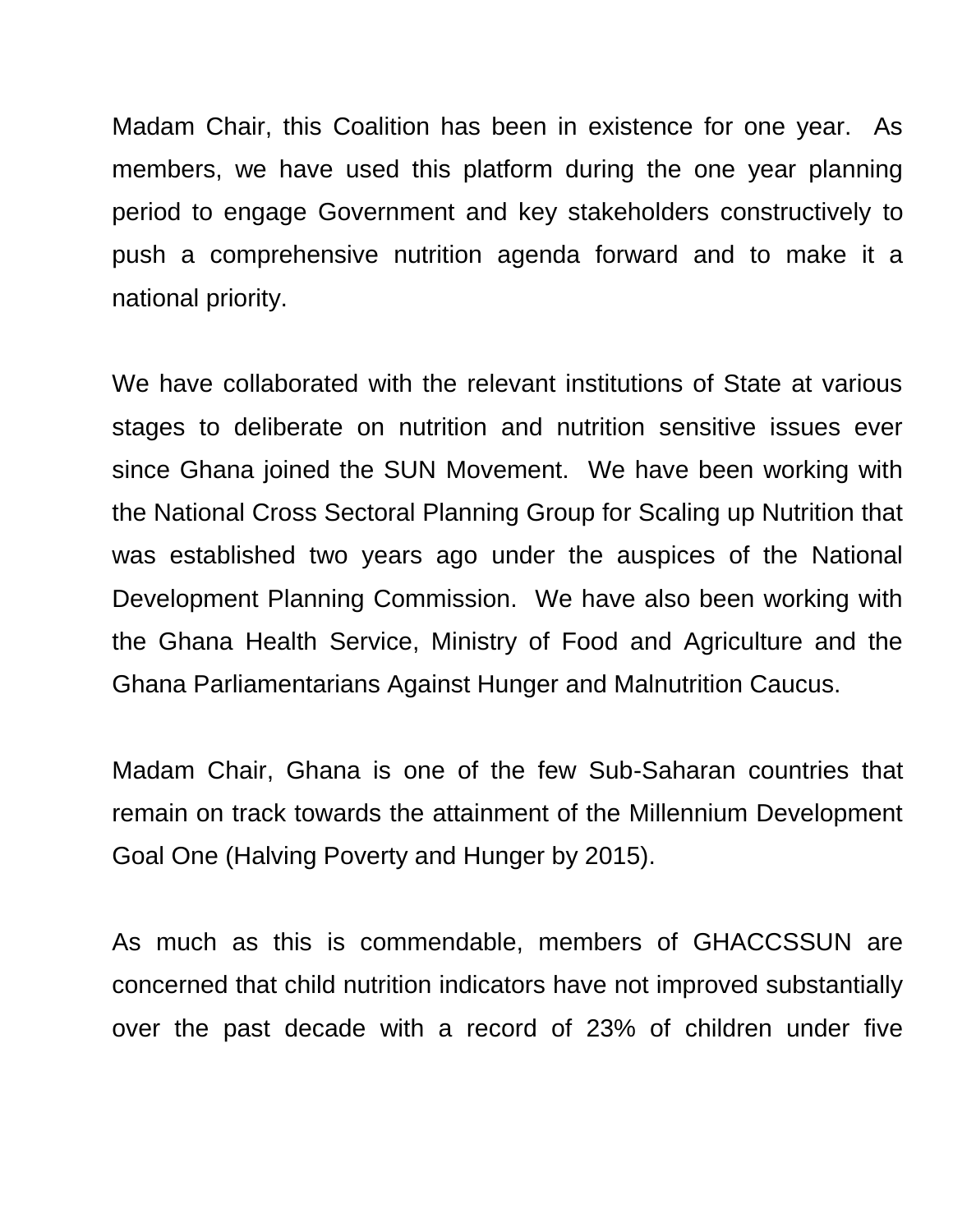Madam Chair, this Coalition has been in existence for one year. As members, we have used this platform during the one year planning period to engage Government and key stakeholders constructively to push a comprehensive nutrition agenda forward and to make it a national priority.

We have collaborated with the relevant institutions of State at various stages to deliberate on nutrition and nutrition sensitive issues ever since Ghana joined the SUN Movement. We have been working with the National Cross Sectoral Planning Group for Scaling up Nutrition that was established two years ago under the auspices of the National Development Planning Commission. We have also been working with the Ghana Health Service, Ministry of Food and Agriculture and the Ghana Parliamentarians Against Hunger and Malnutrition Caucus.

Madam Chair, Ghana is one of the few Sub-Saharan countries that remain on track towards the attainment of the Millennium Development Goal One (Halving Poverty and Hunger by 2015).

As much as this is commendable, members of GHACCSSUN are concerned that child nutrition indicators have not improved substantially over the past decade with a record of 23% of children under five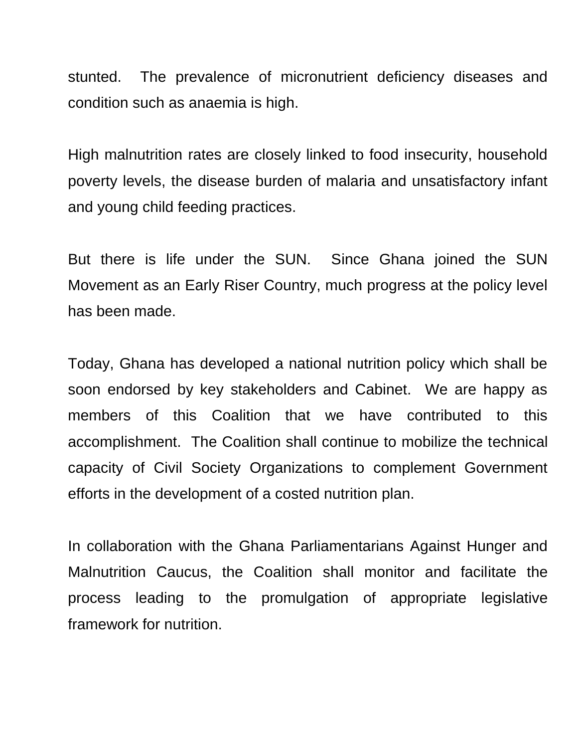stunted. The prevalence of micronutrient deficiency diseases and condition such as anaemia is high.

High malnutrition rates are closely linked to food insecurity, household poverty levels, the disease burden of malaria and unsatisfactory infant and young child feeding practices.

But there is life under the SUN. Since Ghana joined the SUN Movement as an Early Riser Country, much progress at the policy level has been made.

Today, Ghana has developed a national nutrition policy which shall be soon endorsed by key stakeholders and Cabinet. We are happy as members of this Coalition that we have contributed to this accomplishment. The Coalition shall continue to mobilize the technical capacity of Civil Society Organizations to complement Government efforts in the development of a costed nutrition plan.

In collaboration with the Ghana Parliamentarians Against Hunger and Malnutrition Caucus, the Coalition shall monitor and facilitate the process leading to the promulgation of appropriate legislative framework for nutrition.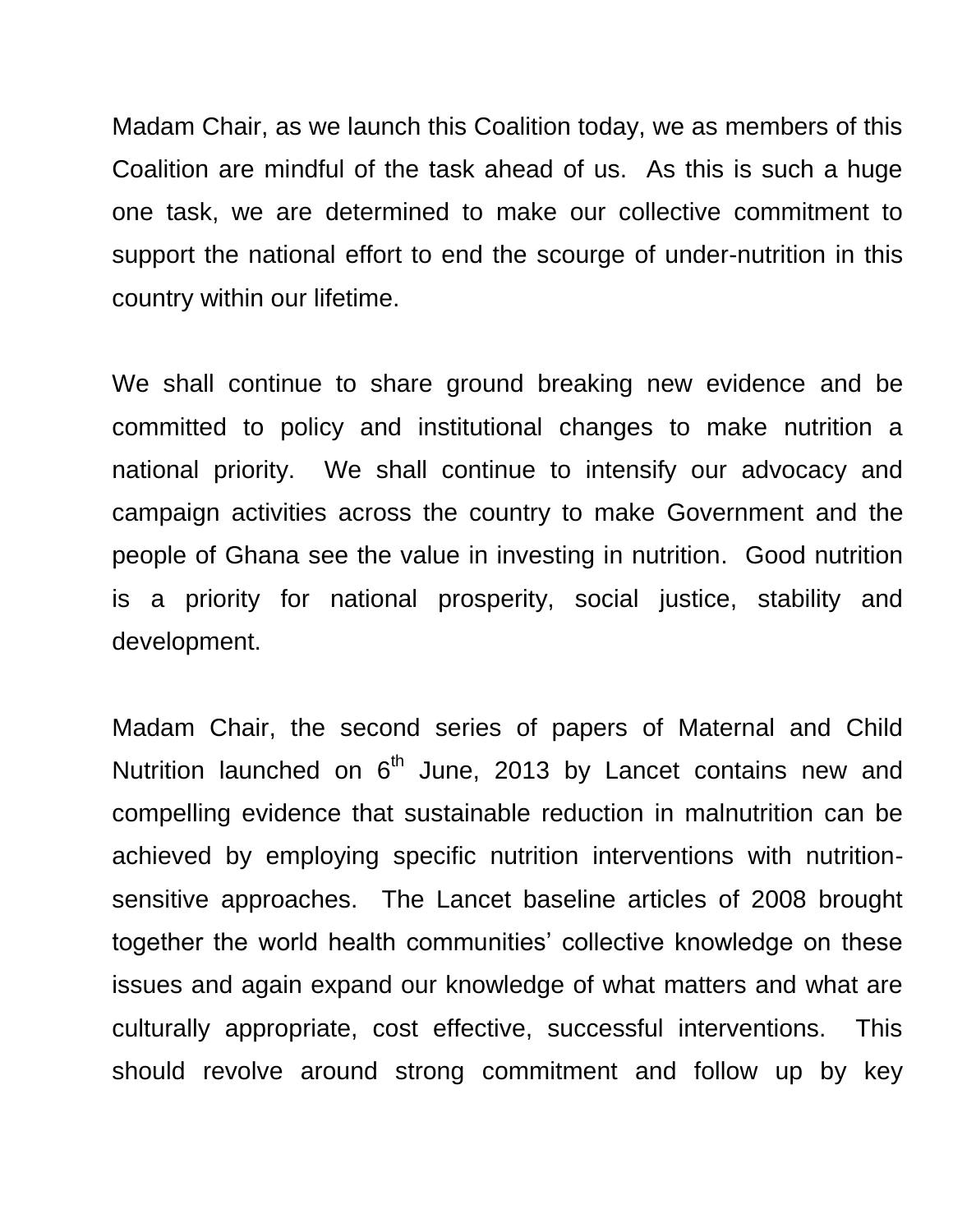Madam Chair, as we launch this Coalition today, we as members of this Coalition are mindful of the task ahead of us. As this is such a huge one task, we are determined to make our collective commitment to support the national effort to end the scourge of under-nutrition in this country within our lifetime.

We shall continue to share ground breaking new evidence and be committed to policy and institutional changes to make nutrition a national priority. We shall continue to intensify our advocacy and campaign activities across the country to make Government and the people of Ghana see the value in investing in nutrition. Good nutrition is a priority for national prosperity, social justice, stability and development.

Madam Chair, the second series of papers of Maternal and Child Nutrition launched on 6th June, 2013 by Lancet contains new and compelling evidence that sustainable reduction in malnutrition can be achieved by employing specific nutrition interventions with nutrition-sensitive approaches. The Lancet baseline articles of 2008 brought together the world health communities' collective knowledge on these issues and again expand our knowledge of what matters and what are culturally appropriate, cost effective, successful interventions. This should revolve around strong commitment and follow up by key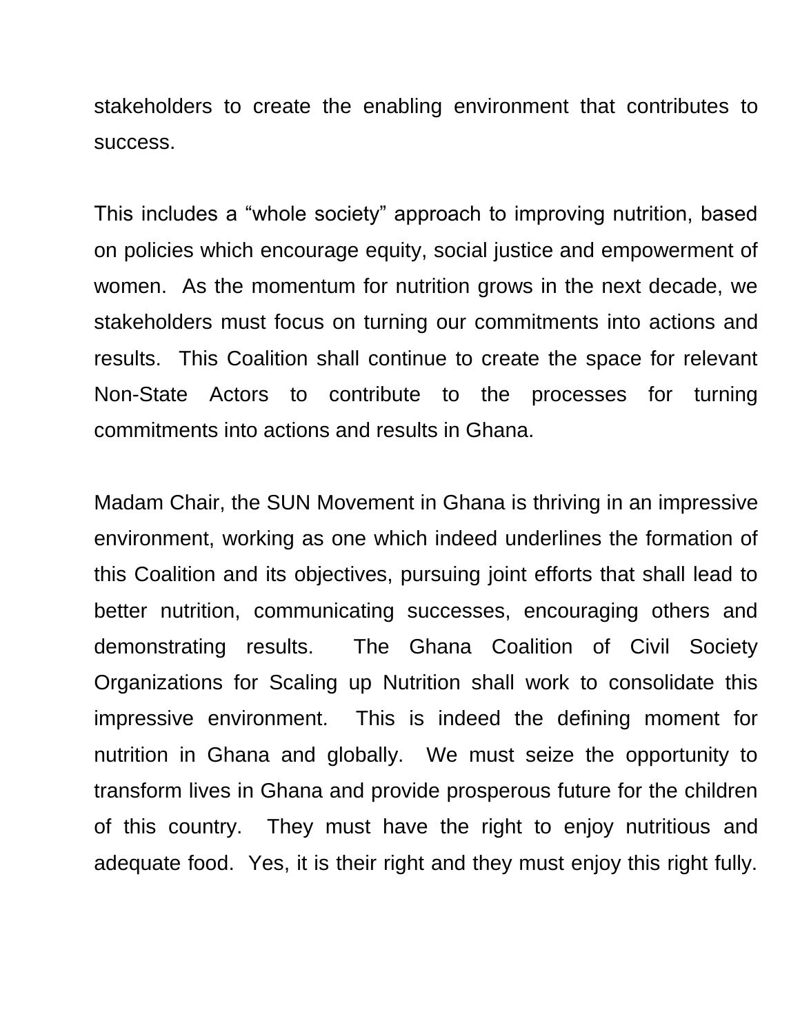stakeholders to create the enabling environment that contributes to success.

This includes a "whole society" approach to improving nutrition, based on policies which encourage equity, social justice and empowerment of women. As the momentum for nutrition grows in the next decade, we stakeholders must focus on turning our commitments into actions and results. This Coalition shall continue to create the space for relevant Non-State Actors to contribute to the processes for turning commitments into actions and results in Ghana.

Madam Chair, the SUN Movement in Ghana is thriving in an impressive environment, working as one which indeed underlines the formation of this Coalition and its objectives, pursuing joint efforts that shall lead to better nutrition, communicating successes, encouraging others and demonstrating results. The Ghana Coalition of Civil Society Organizations for Scaling up Nutrition shall work to consolidate this impressive environment. This is indeed the defining moment for nutrition in Ghana and globally. We must seize the opportunity to transform lives in Ghana and provide prosperous future for the children of this country. They must have the right to enjoy nutritious and adequate food. Yes, it is their right and they must enjoy this right fully.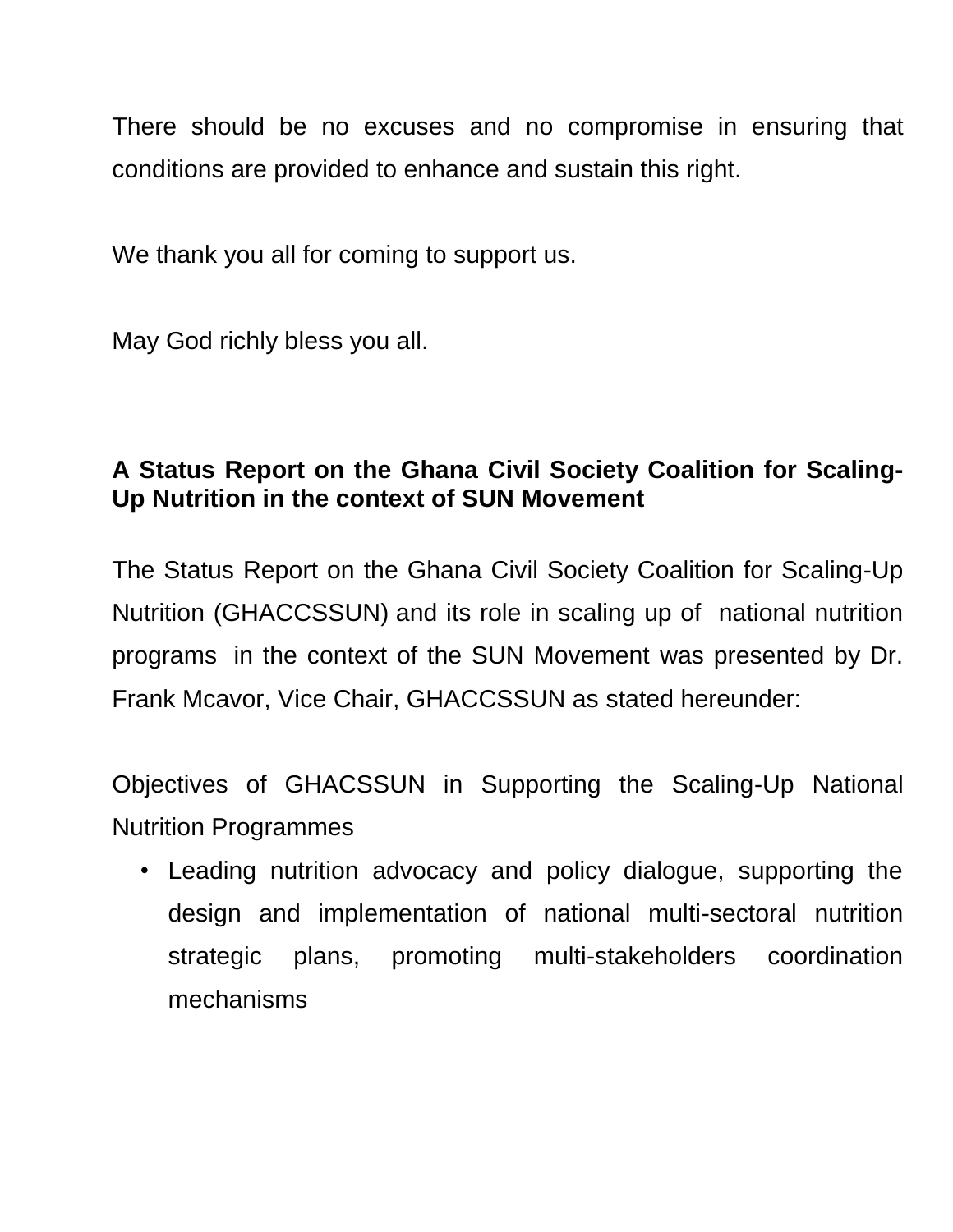There should be no excuses and no compromise in ensuring that conditions are provided to enhance and sustain this right.

We thank you all for coming to support us.

May God richly bless you all.

**A Status Report on the Ghana Civil Society Coalition for Scaling-Up Nutrition in the context of SUN Movement**

The Status Report on the Ghana Civil Society Coalition for Scaling-Up Nutrition (GHACCSSUN) and its role in scaling up of national nutrition programs in the context of the SUN Movement was presented by Dr. Frank Mcavor, Vice Chair, GHACCSSUN as stated hereunder:

Objectives of GHACSSUN in Supporting the Scaling-Up National Nutrition Programmes

- Leading nutrition advocacy and policy dialogue, supporting the design and implementation of national multi-sectoral nutrition strategic plans, promoting multi-stakeholders coordination mechanisms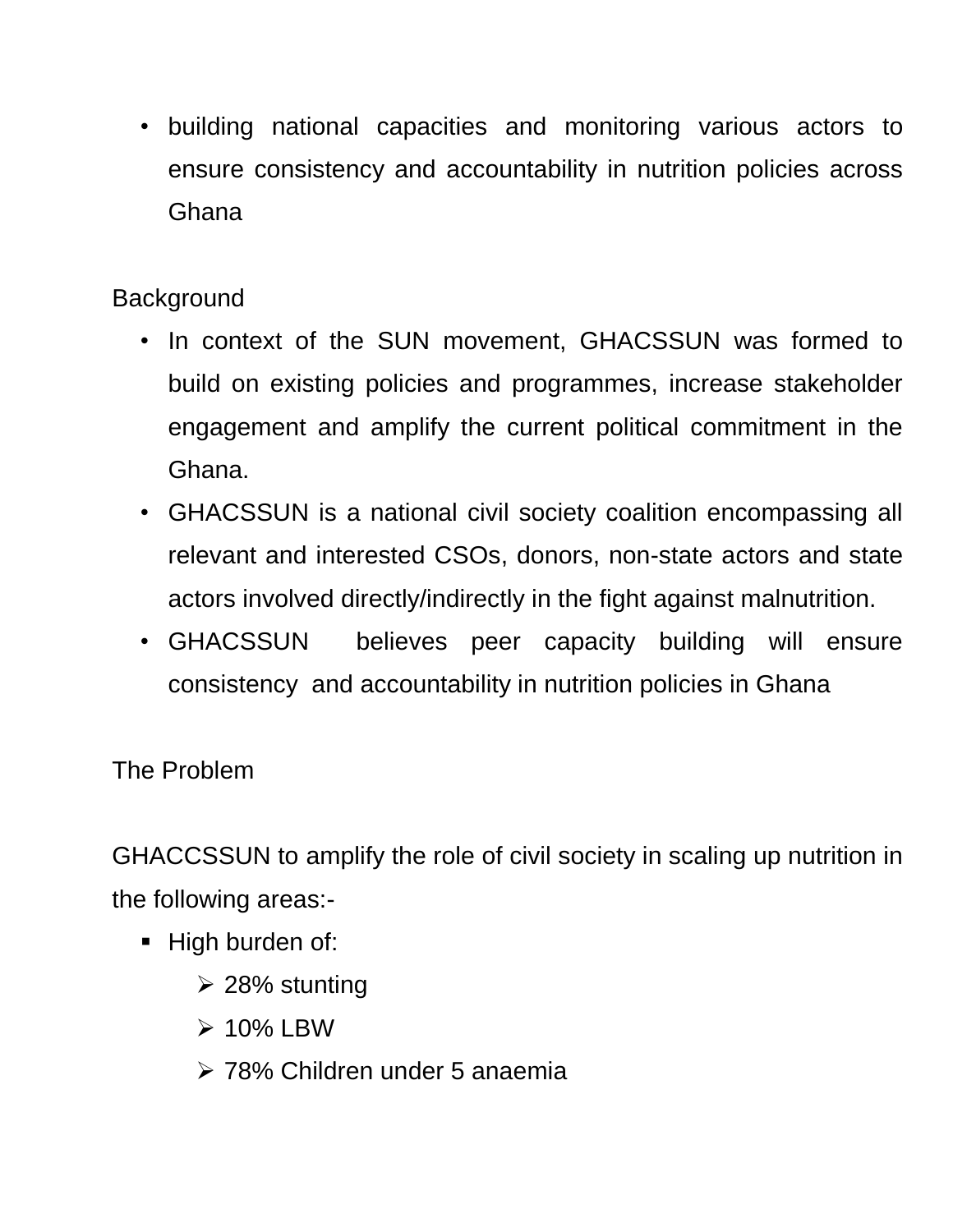- building national capacities and monitoring various actors to ensure consistency and accountability in nutrition policies across Ghana

Background

- In context of the SUN movement, GHACSSUN was formed to build on existing policies and programmes, increase stakeholder engagement and amplify the current political commitment in the Ghana.
- GHACSSUN is a national civil society coalition encompassing all relevant and interested CSOs, donors, non-state actors and state actors involved directly/indirectly in the fight against malnutrition.
- GHACSSUN believes peer capacity building will ensure consistency and accountability in nutrition policies in Ghana

The Problem

GHACCSSUN to amplify the role of civil society in scaling up nutrition in the following areas:-

- High burden of:
  - 28% stunting
  - 10% LBW
  - 78% Children under 5 anaemia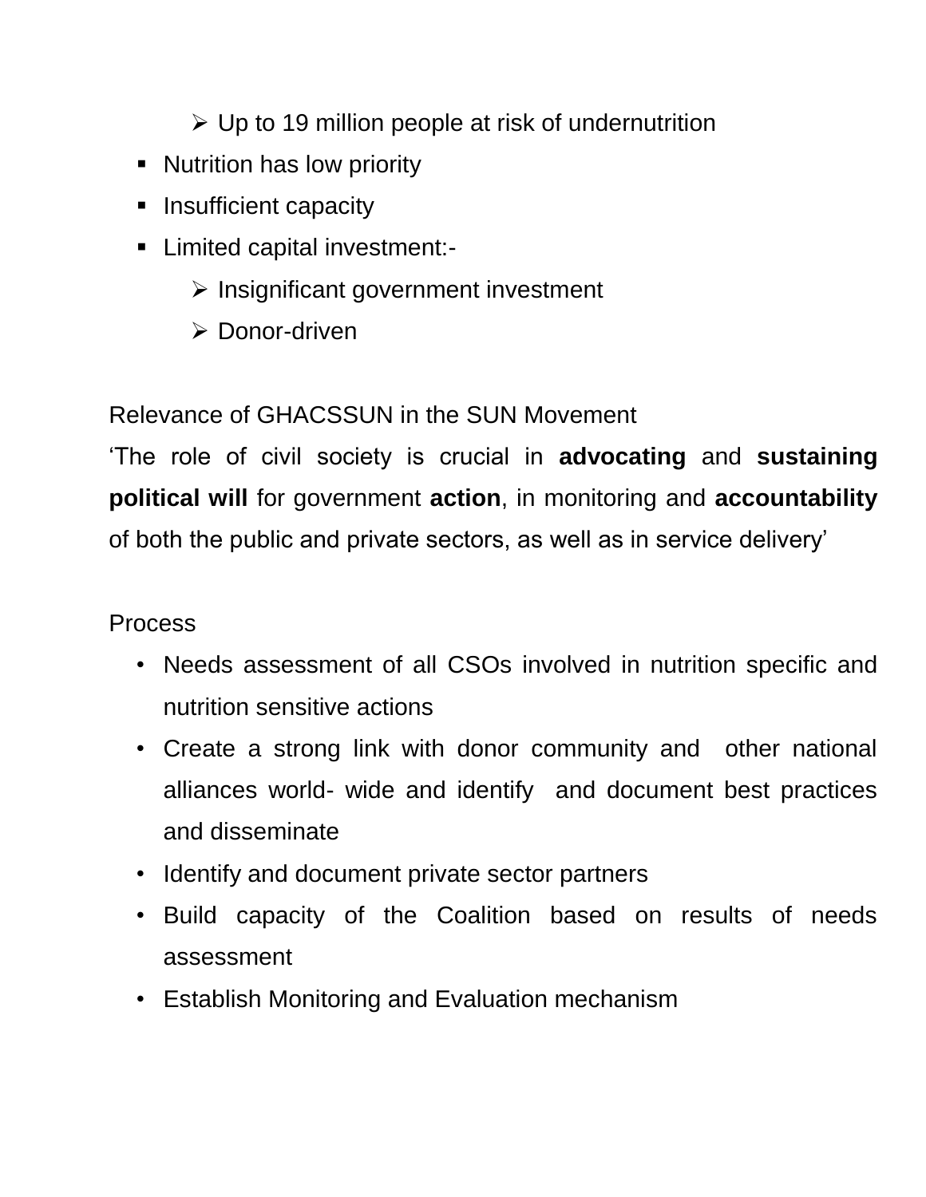- Up to 19 million people at risk of undernutrition
- Nutrition has low priority
- Insufficient capacity
- Limited capital investment:-
    - Insignificant government investment
    - Donor-driven

Relevance of GHACSSUN in the SUN Movement

'The role of civil society is crucial in **advocating** and **sustaining political will** for government **action**, in monitoring and **accountability** of both the public and private sectors, as well as in service delivery'

Process

- Needs assessment of all CSOs involved in nutrition specific and nutrition sensitive actions
- Create a strong link with donor community and other national alliances world- wide and identify and document best practices and disseminate
- Identify and document private sector partners
- Build capacity of the Coalition based on results of needs assessment
- Establish Monitoring and Evaluation mechanism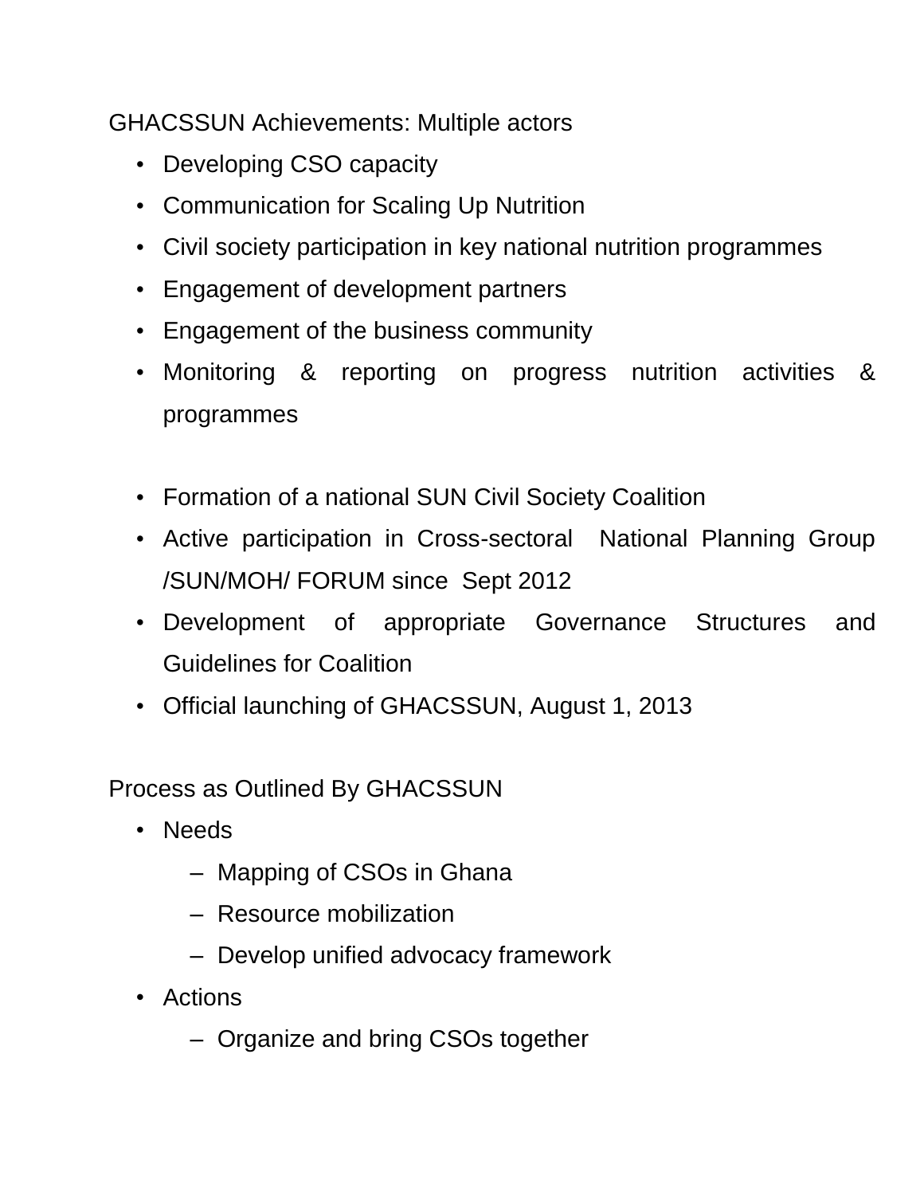GHACSSUN Achievements: Multiple actors

- Developing CSO capacity
- Communication for Scaling Up Nutrition
- Civil society participation in key national nutrition programmes
- Engagement of development partners
- Engagement of the business community
- Monitoring & reporting on progress nutrition activities & programmes

- Formation of a national SUN Civil Society Coalition
- Active participation in Cross-sectoral National Planning Group /SUN/MOH/ FORUM since Sept 2012
- Development of appropriate Governance Structures and Guidelines for Coalition
- Official launching of GHACSSUN, August 1, 2013

Process as Outlined By GHACSSUN

- Needs
  - Mapping of CSOs in Ghana
  - Resource mobilization
  - Develop unified advocacy framework
- Actions
  - Organize and bring CSOs together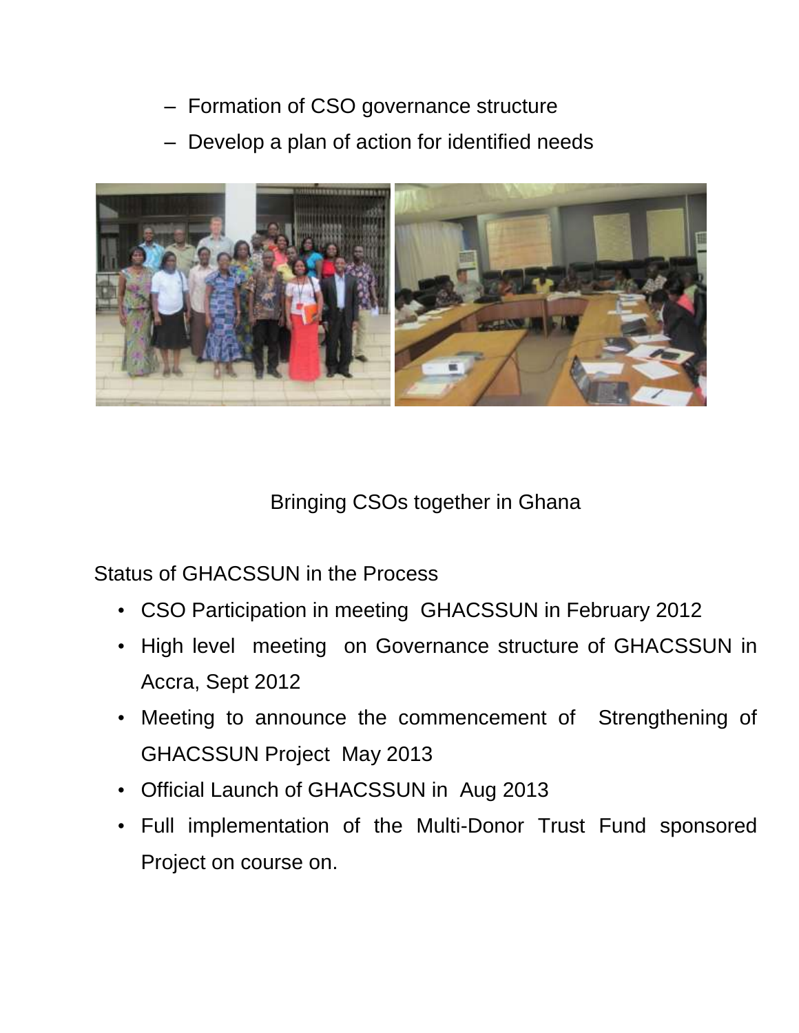- Formation of CSO governance structure
- Develop a plan of action for identified needs

Bringing CSOs together in Ghana

Status of GHACSSUN in the Process

- CSO Participation in meeting GHACSSUN in February 2012
- High level meeting on Governance structure of GHACSSUN in Accra, Sept 2012
- Meeting to announce the commencement of Strengthening of GHACSSUN Project May 2013
- Official Launch of GHACSSUN in Aug 2013
- Full implementation of the Multi-Donor Trust Fund sponsored Project on course on.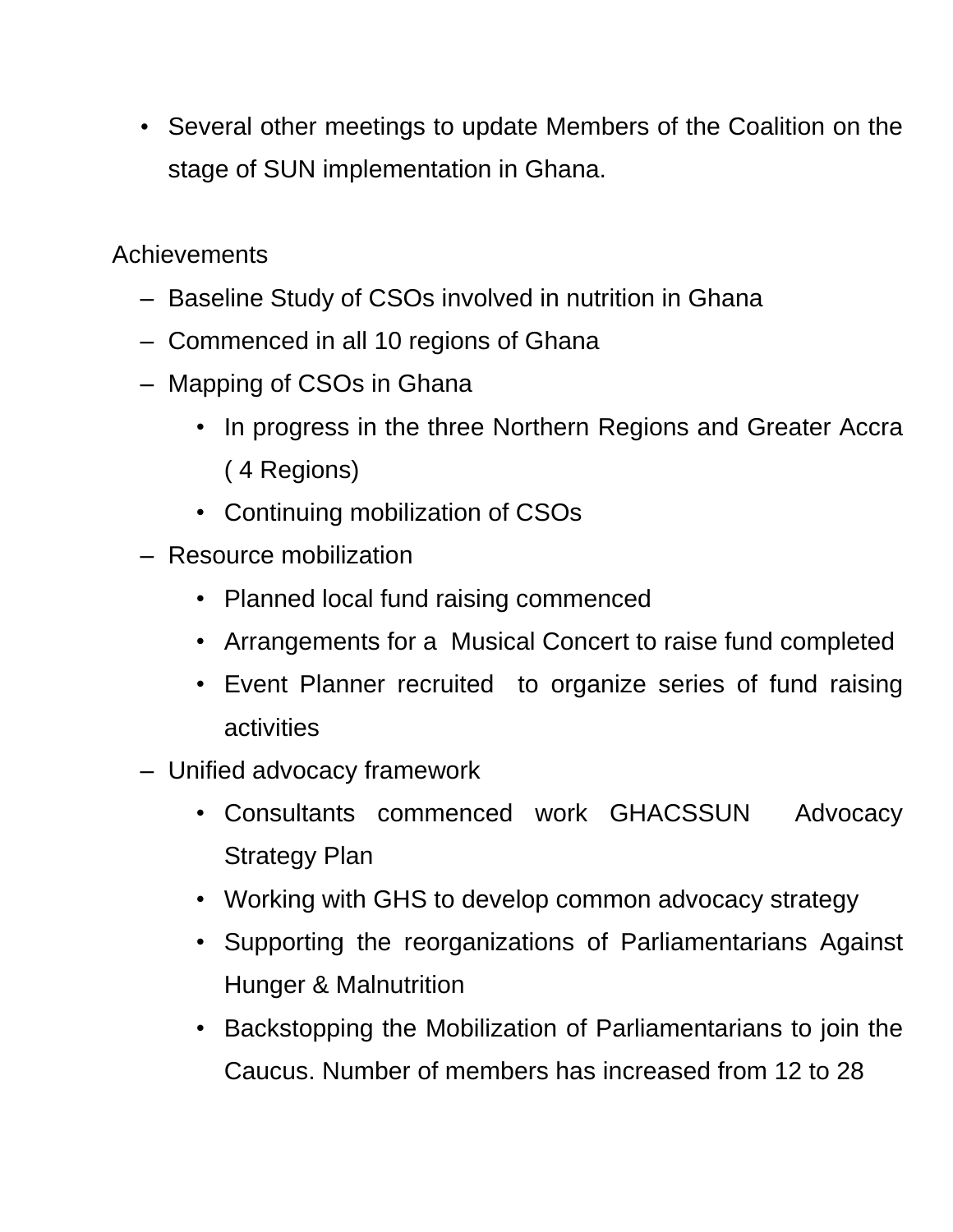- Several other meetings to update Members of the Coalition on the stage of SUN implementation in Ghana.

Achievements

- Baseline Study of CSOs involved in nutrition in Ghana
- Commenced in all 10 regions of Ghana
- Mapping of CSOs in Ghana
  - In progress in the three Northern Regions and Greater Accra ( 4 Regions)
  - Continuing mobilization of CSOs
- Resource mobilization
  - Planned local fund raising commenced
  - Arrangements for a Musical Concert to raise fund completed
  - Event Planner recruited to organize series of fund raising activities
- Unified advocacy framework
  - Consultants commenced work GHACSSUN Advocacy Strategy Plan
  - Working with GHS to develop common advocacy strategy
  - Supporting the reorganizations of Parliamentarians Against Hunger & Malnutrition
  - Backstopping the Mobilization of Parliamentarians to join the Caucus. Number of members has increased from 12 to 28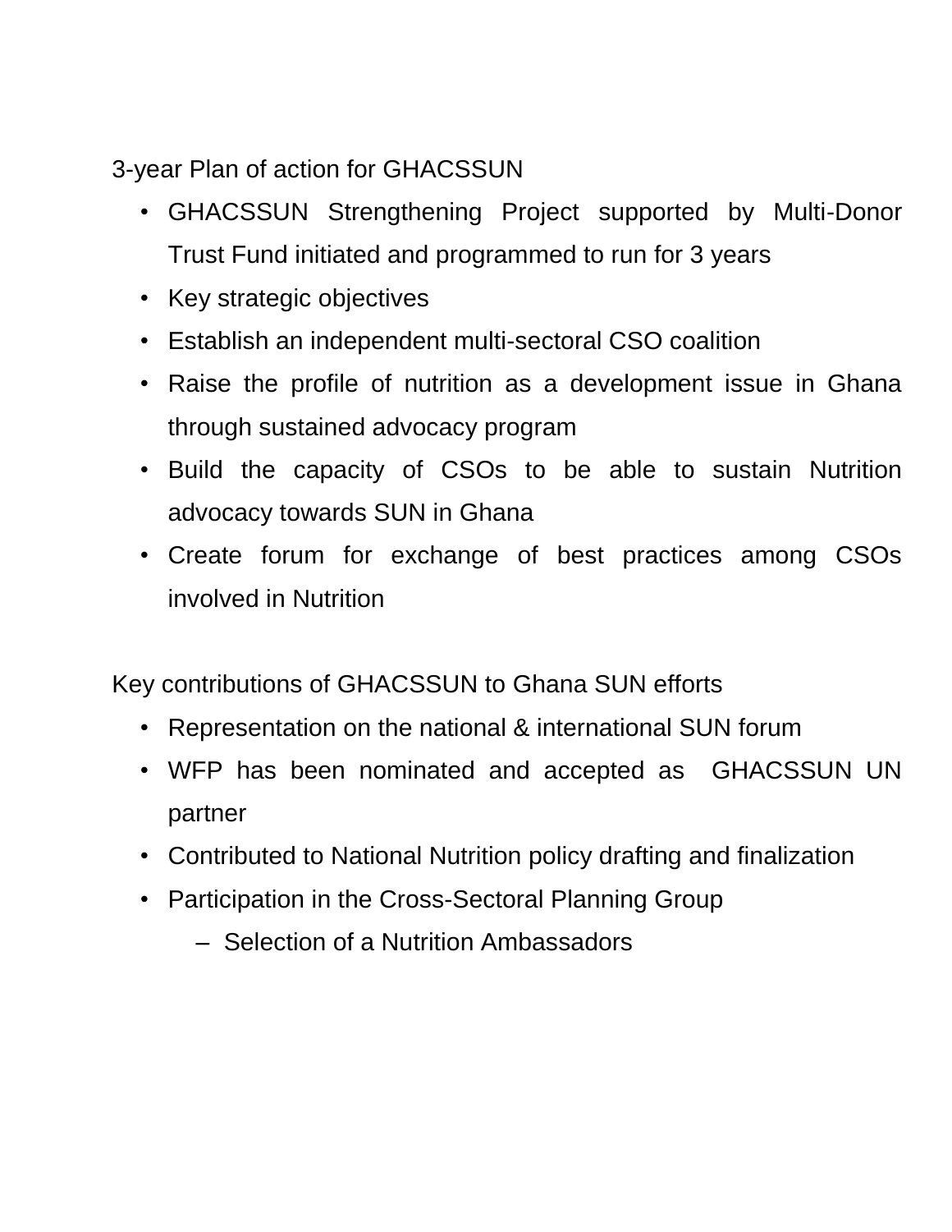3-year Plan of action for GHACSSUN

- GHACSSUN Strengthening Project supported by Multi-Donor Trust Fund initiated and programmed to run for 3 years
- Key strategic objectives
- Establish an independent multi-sectoral CSO coalition
- Raise the profile of nutrition as a development issue in Ghana through sustained advocacy program
- Build the capacity of CSOs to be able to sustain Nutrition advocacy towards SUN in Ghana
- Create forum for exchange of best practices among CSOs involved in Nutrition

Key contributions of GHACSSUN to Ghana SUN efforts

- Representation on the national & international SUN forum
- WFP has been nominated and accepted as GHACSSUN UN partner
- Contributed to National Nutrition policy drafting and finalization
- Participation in the Cross-Sectoral Planning Group
  - Selection of a Nutrition Ambassadors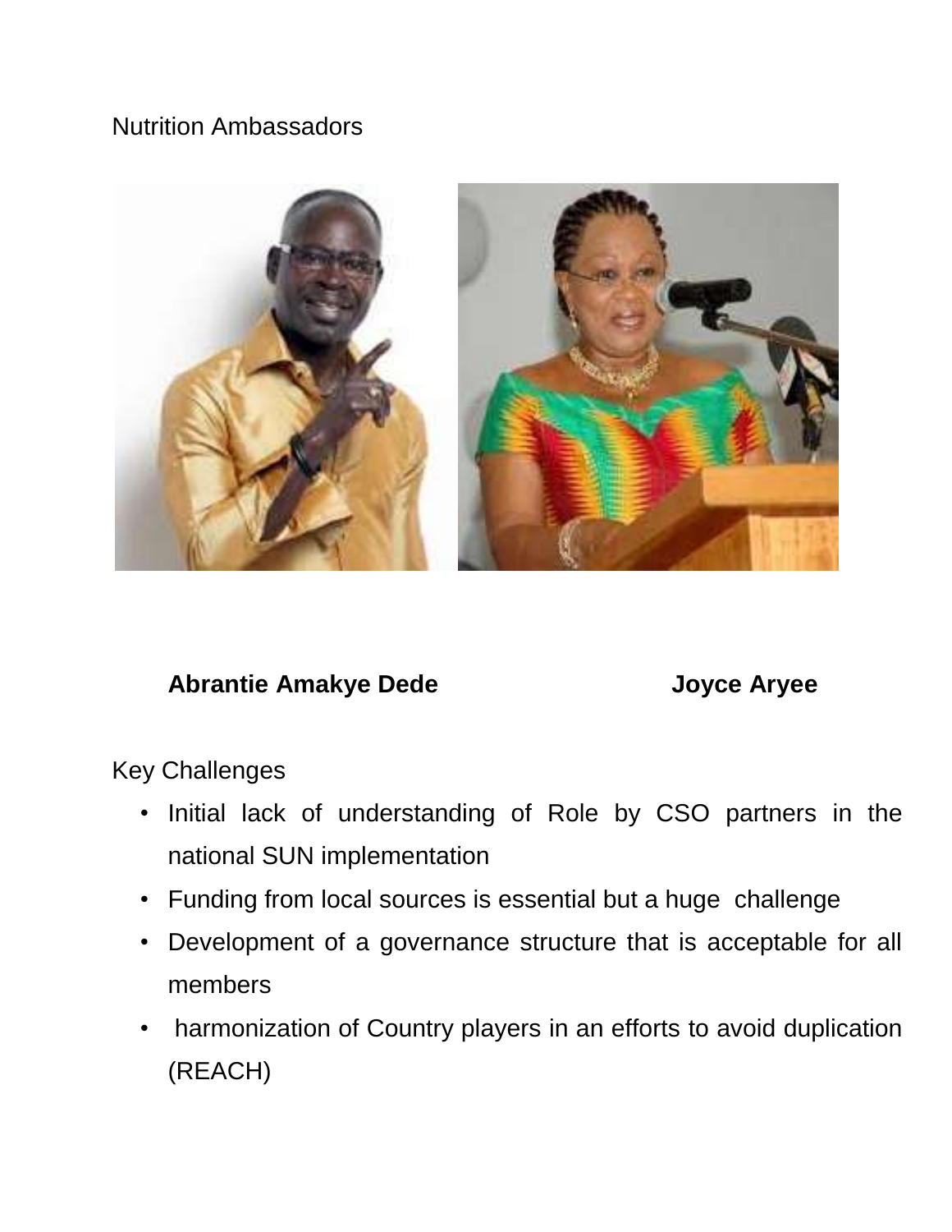Nutrition Ambassadors

**Abrantie Amakye Dede** **Joyce Aryee**

Key Challenges

- Initial lack of understanding of Role by CSO partners in the national SUN implementation
- Funding from local sources is essential but a huge challenge
- Development of a governance structure that is acceptable for all members
- harmonization of Country players in an efforts to avoid duplication (REACH)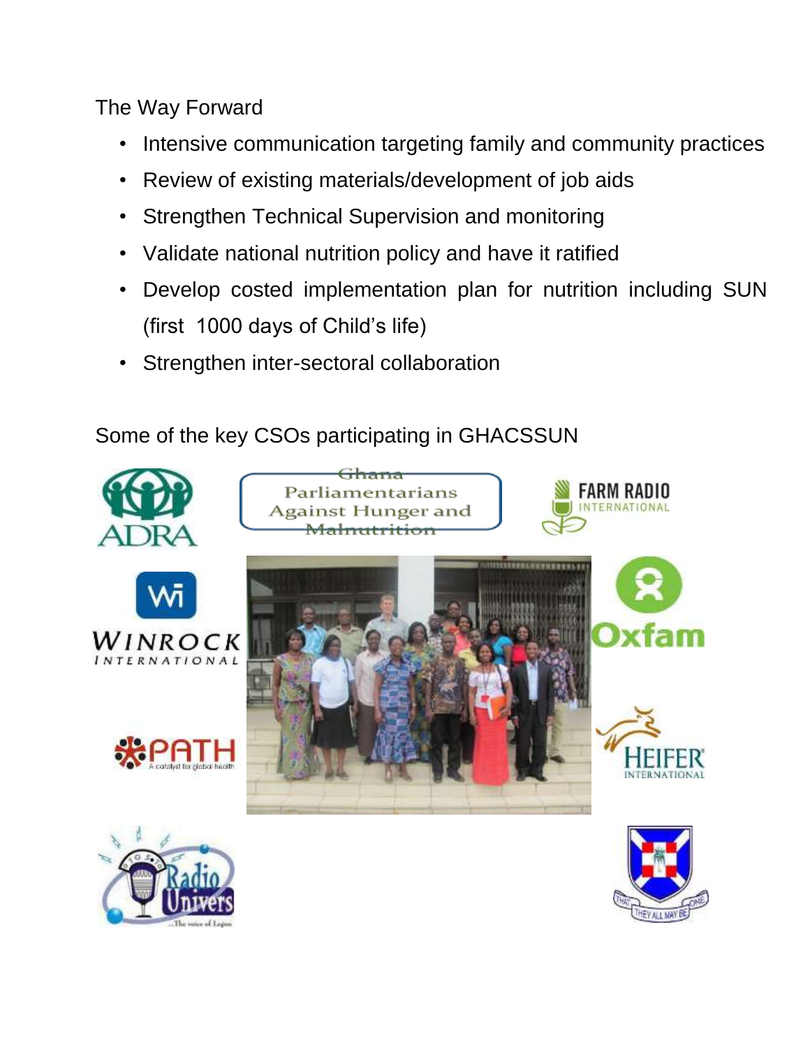The Way Forward

- Intensive communication targeting family and community practices
- Review of existing materials/development of job aids
- Strengthen Technical Supervision and monitoring
- Validate national nutrition policy and have it ratified
- Develop costed implementation plan for nutrition including SUN (first 1000 days of Child's life)
- Strengthen inter-sectoral collaboration

Some of the key CSOs participating in GHACSSUN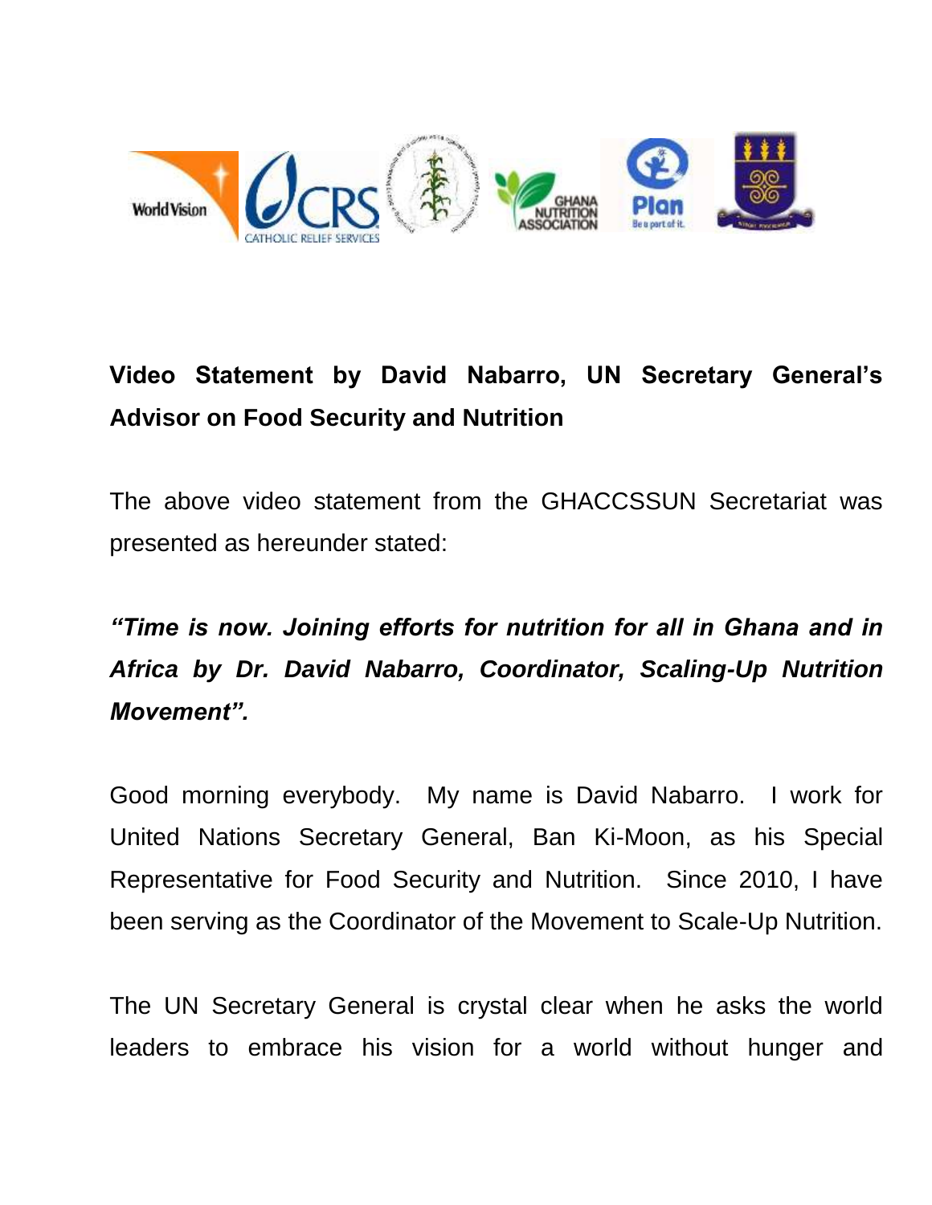**Video Statement by David Nabarro, UN Secretary General's Advisor on Food Security and Nutrition**

The above video statement from the GHACCSSUN Secretariat was presented as hereunder stated:

***"Time is now. Joining efforts for nutrition for all in Ghana and in Africa by Dr. David Nabarro, Coordinator, Scaling-Up Nutrition Movement".***

Good morning everybody. My name is David Nabarro. I work for United Nations Secretary General, Ban Ki-Moon, as his Special Representative for Food Security and Nutrition. Since 2010, I have been serving as the Coordinator of the Movement to Scale-Up Nutrition.

The UN Secretary General is crystal clear when he asks the world leaders to embrace his vision for a world without hunger and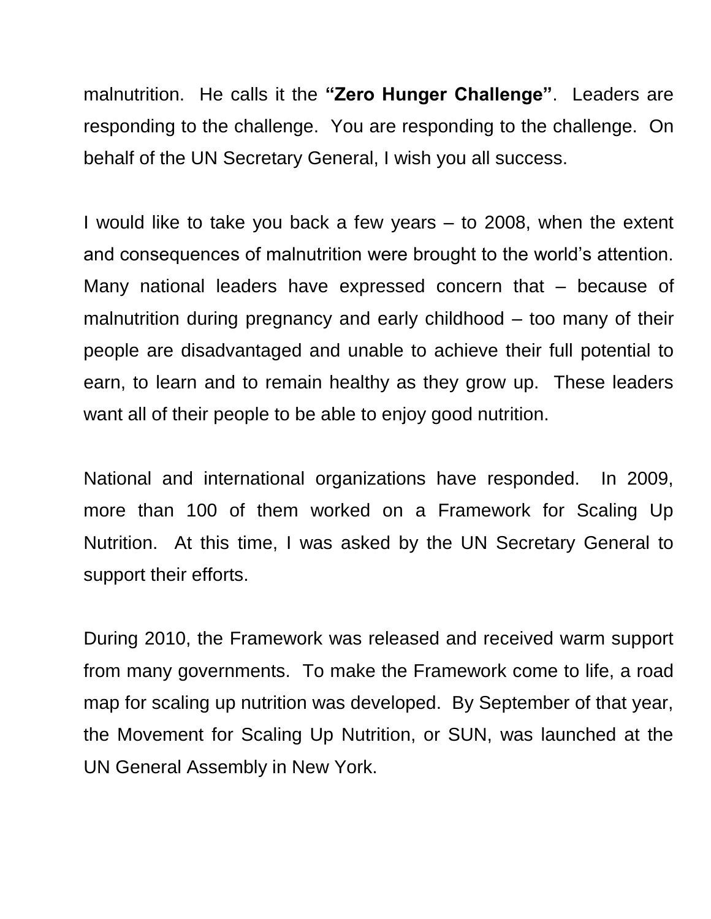malnutrition. He calls it the **"Zero Hunger Challenge"**. Leaders are responding to the challenge. You are responding to the challenge. On behalf of the UN Secretary General, I wish you all success.

I would like to take you back a few years – to 2008, when the extent and consequences of malnutrition were brought to the world's attention. Many national leaders have expressed concern that – because of malnutrition during pregnancy and early childhood – too many of their people are disadvantaged and unable to achieve their full potential to earn, to learn and to remain healthy as they grow up. These leaders want all of their people to be able to enjoy good nutrition.

National and international organizations have responded. In 2009, more than 100 of them worked on a Framework for Scaling Up Nutrition. At this time, I was asked by the UN Secretary General to support their efforts.

During 2010, the Framework was released and received warm support from many governments. To make the Framework come to life, a road map for scaling up nutrition was developed. By September of that year, the Movement for Scaling Up Nutrition, or SUN, was launched at the UN General Assembly in New York.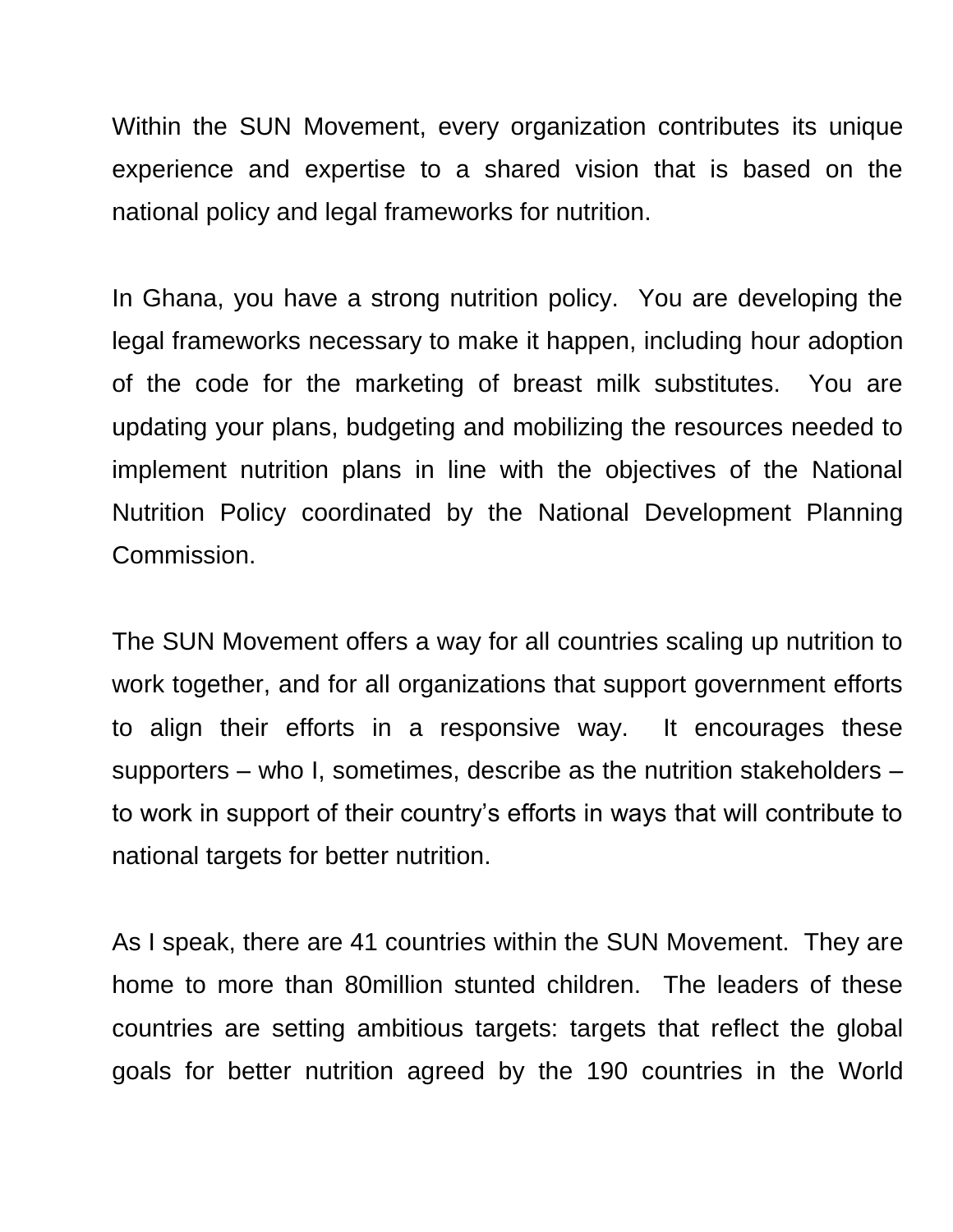Within the SUN Movement, every organization contributes its unique experience and expertise to a shared vision that is based on the national policy and legal frameworks for nutrition.

In Ghana, you have a strong nutrition policy. You are developing the legal frameworks necessary to make it happen, including hour adoption of the code for the marketing of breast milk substitutes. You are updating your plans, budgeting and mobilizing the resources needed to implement nutrition plans in line with the objectives of the National Nutrition Policy coordinated by the National Development Planning Commission.

The SUN Movement offers a way for all countries scaling up nutrition to work together, and for all organizations that support government efforts to align their efforts in a responsive way. It encourages these supporters – who I, sometimes, describe as the nutrition stakeholders – to work in support of their country's efforts in ways that will contribute to national targets for better nutrition.

As I speak, there are 41 countries within the SUN Movement. They are home to more than 80million stunted children. The leaders of these countries are setting ambitious targets: targets that reflect the global goals for better nutrition agreed by the 190 countries in the World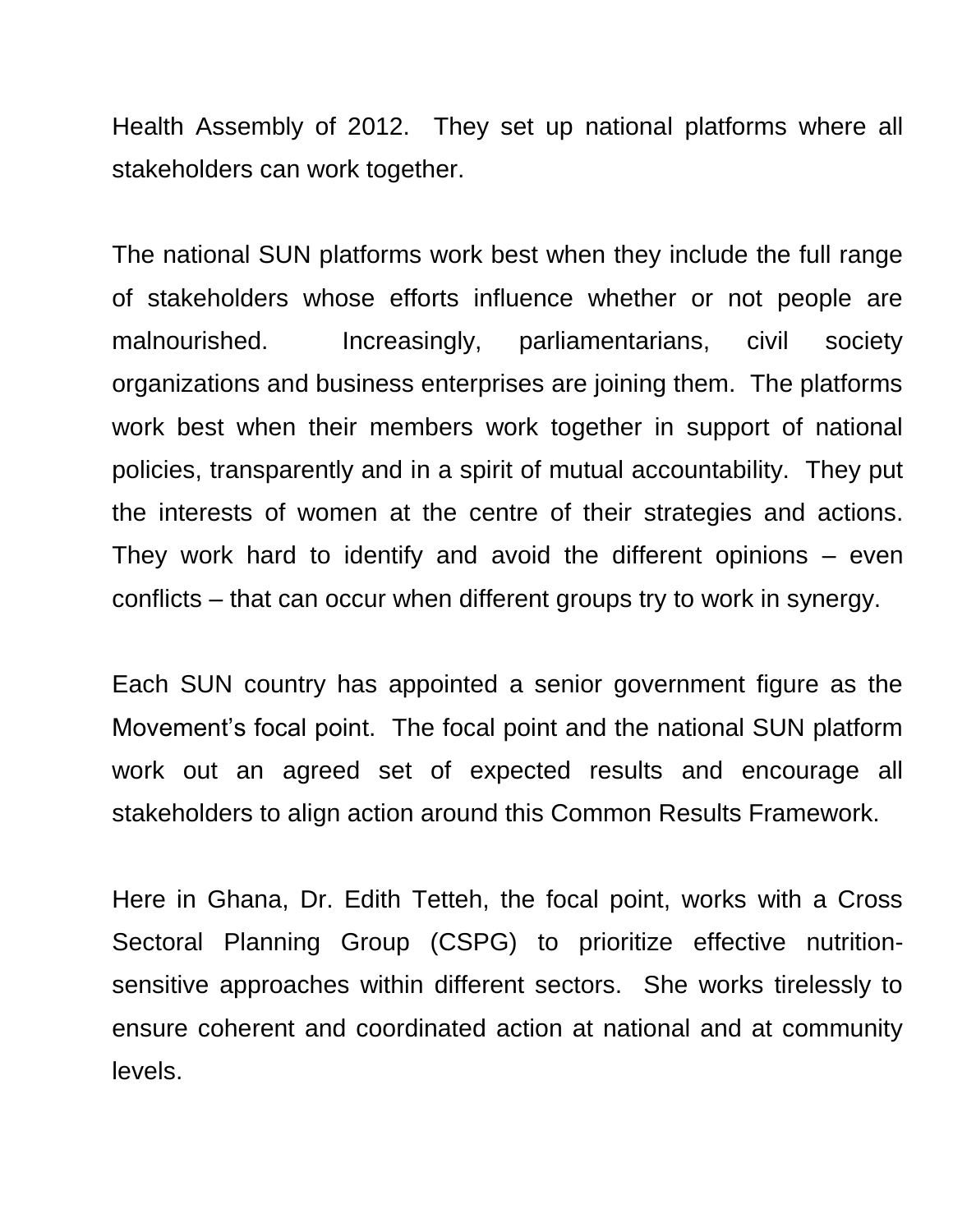Health Assembly of 2012. They set up national platforms where all stakeholders can work together.

The national SUN platforms work best when they include the full range of stakeholders whose efforts influence whether or not people are malnourished. Increasingly, parliamentarians, civil society organizations and business enterprises are joining them. The platforms work best when their members work together in support of national policies, transparently and in a spirit of mutual accountability. They put the interests of women at the centre of their strategies and actions. They work hard to identify and avoid the different opinions – even conflicts – that can occur when different groups try to work in synergy.

Each SUN country has appointed a senior government figure as the Movement's focal point. The focal point and the national SUN platform work out an agreed set of expected results and encourage all stakeholders to align action around this Common Results Framework.

Here in Ghana, Dr. Edith Tetteh, the focal point, works with a Cross Sectoral Planning Group (CSPG) to prioritize effective nutrition-sensitive approaches within different sectors. She works tirelessly to ensure coherent and coordinated action at national and at community levels.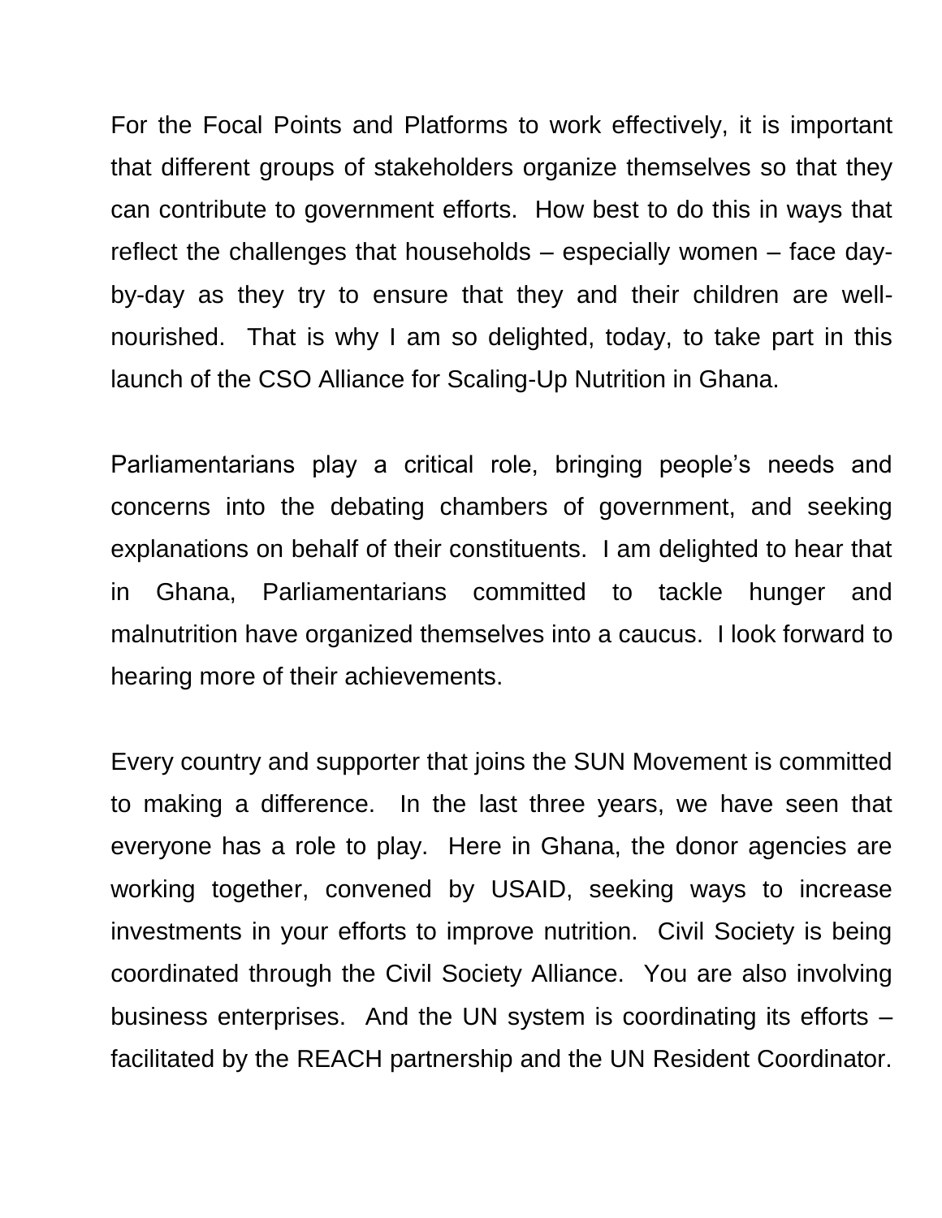For the Focal Points and Platforms to work effectively, it is important that different groups of stakeholders organize themselves so that they can contribute to government efforts. How best to do this in ways that reflect the challenges that households – especially women – face day-by-day as they try to ensure that they and their children are well-nourished. That is why I am so delighted, today, to take part in this launch of the CSO Alliance for Scaling-Up Nutrition in Ghana.

Parliamentarians play a critical role, bringing people's needs and concerns into the debating chambers of government, and seeking explanations on behalf of their constituents. I am delighted to hear that in Ghana, Parliamentarians committed to tackle hunger and malnutrition have organized themselves into a caucus. I look forward to hearing more of their achievements.

Every country and supporter that joins the SUN Movement is committed to making a difference. In the last three years, we have seen that everyone has a role to play. Here in Ghana, the donor agencies are working together, convened by USAID, seeking ways to increase investments in your efforts to improve nutrition. Civil Society is being coordinated through the Civil Society Alliance. You are also involving business enterprises. And the UN system is coordinating its efforts – facilitated by the REACH partnership and the UN Resident Coordinator.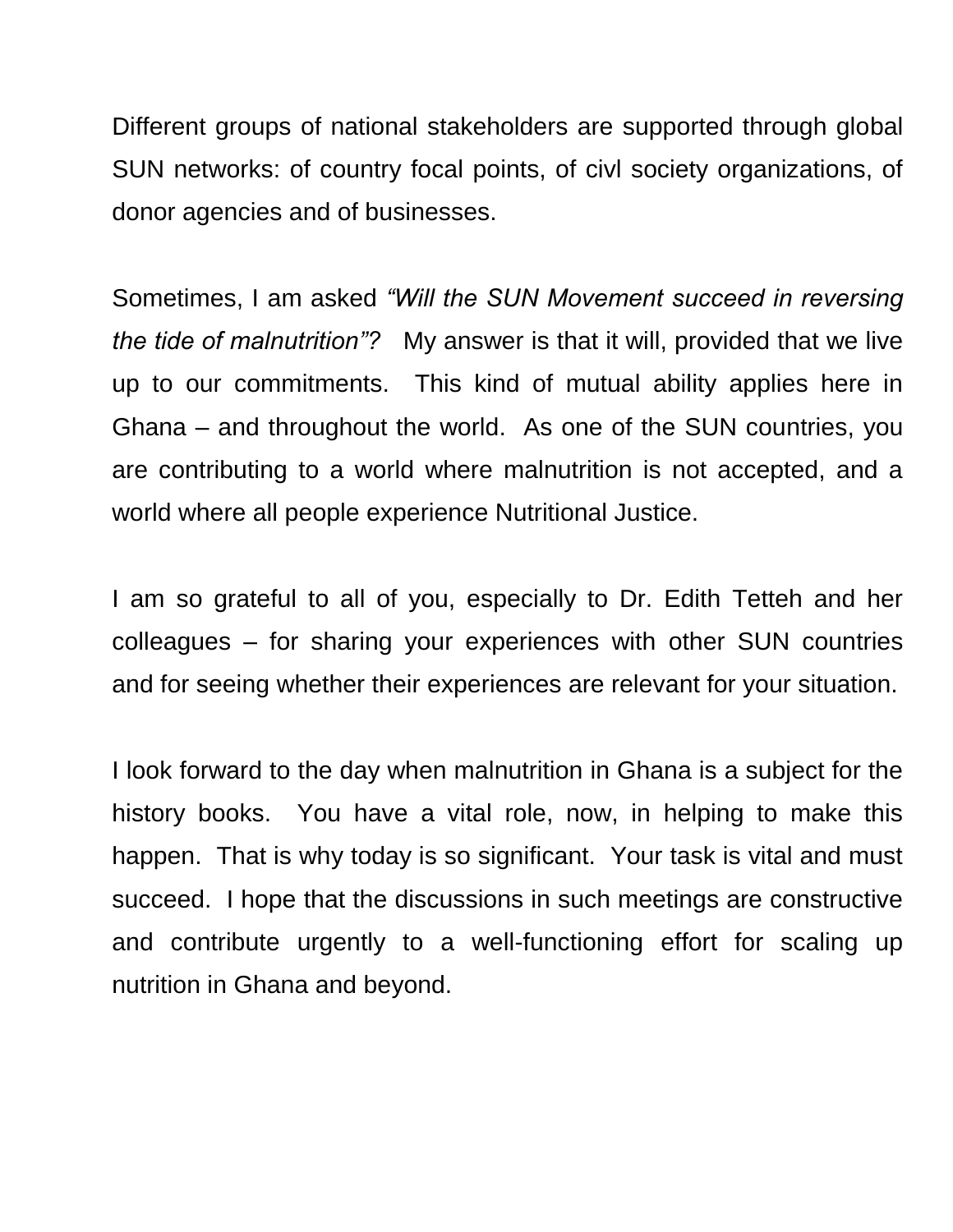Different groups of national stakeholders are supported through global SUN networks: of country focal points, of civl society organizations, of donor agencies and of businesses.

Sometimes, I am asked *"Will the SUN Movement succeed in reversing the tide of malnutrition"?* My answer is that it will, provided that we live up to our commitments. This kind of mutual ability applies here in Ghana – and throughout the world. As one of the SUN countries, you are contributing to a world where malnutrition is not accepted, and a world where all people experience Nutritional Justice.

I am so grateful to all of you, especially to Dr. Edith Tetteh and her colleagues – for sharing your experiences with other SUN countries and for seeing whether their experiences are relevant for your situation.

I look forward to the day when malnutrition in Ghana is a subject for the history books. You have a vital role, now, in helping to make this happen. That is why today is so significant. Your task is vital and must succeed. I hope that the discussions in such meetings are constructive and contribute urgently to a well-functioning effort for scaling up nutrition in Ghana and beyond.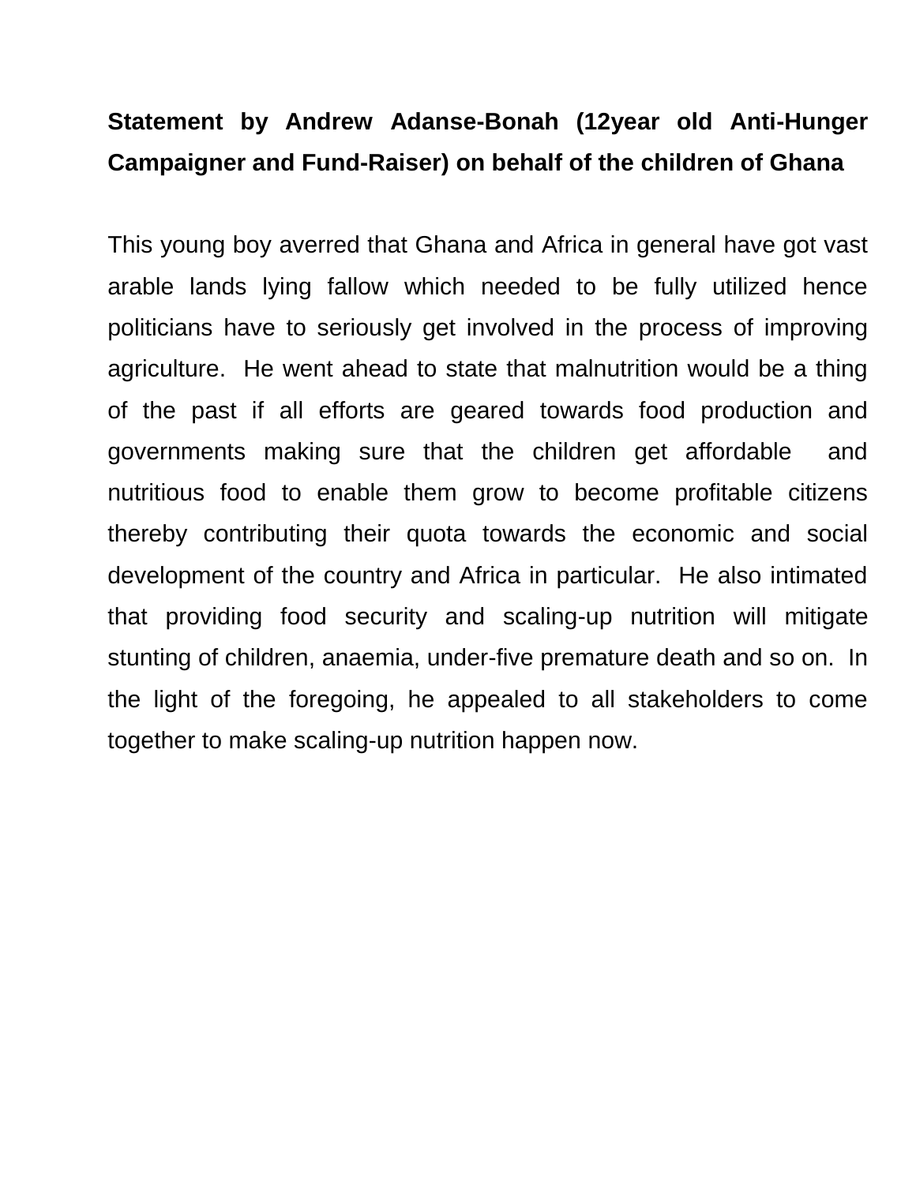**Statement by Andrew Adanse-Bonah (12year old Anti-Hunger Campaigner and Fund-Raiser) on behalf of the children of Ghana**

This young boy averred that Ghana and Africa in general have got vast arable lands lying fallow which needed to be fully utilized hence politicians have to seriously get involved in the process of improving agriculture. He went ahead to state that malnutrition would be a thing of the past if all efforts are geared towards food production and governments making sure that the children get affordable and nutritious food to enable them grow to become profitable citizens thereby contributing their quota towards the economic and social development of the country and Africa in particular. He also intimated that providing food security and scaling-up nutrition will mitigate stunting of children, anaemia, under-five premature death and so on. In the light of the foregoing, he appealed to all stakeholders to come together to make scaling-up nutrition happen now.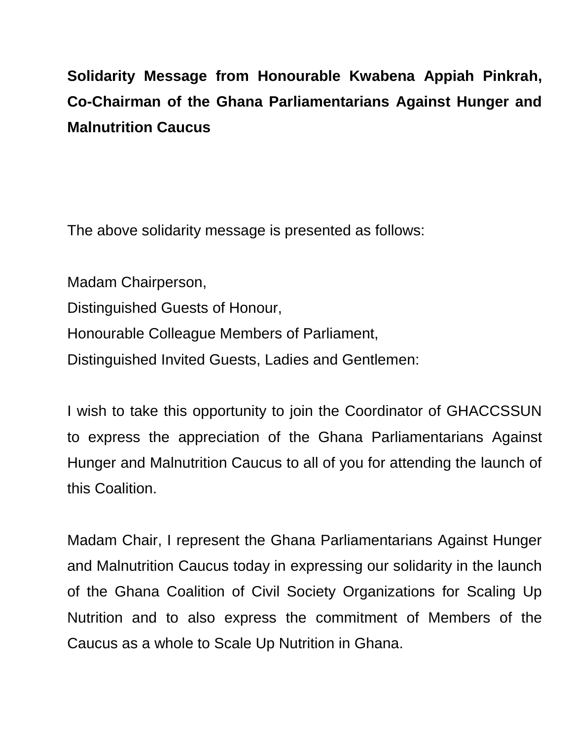**Solidarity Message from Honourable Kwabena Appiah Pinkrah, Co-Chairman of the Ghana Parliamentarians Against Hunger and Malnutrition Caucus**

The above solidarity message is presented as follows:

Madam Chairperson,
Distinguished Guests of Honour,
Honourable Colleague Members of Parliament,
Distinguished Invited Guests, Ladies and Gentlemen:

I wish to take this opportunity to join the Coordinator of GHACCSSUN to express the appreciation of the Ghana Parliamentarians Against Hunger and Malnutrition Caucus to all of you for attending the launch of this Coalition.

Madam Chair, I represent the Ghana Parliamentarians Against Hunger and Malnutrition Caucus today in expressing our solidarity in the launch of the Ghana Coalition of Civil Society Organizations for Scaling Up Nutrition and to also express the commitment of Members of the Caucus as a whole to Scale Up Nutrition in Ghana.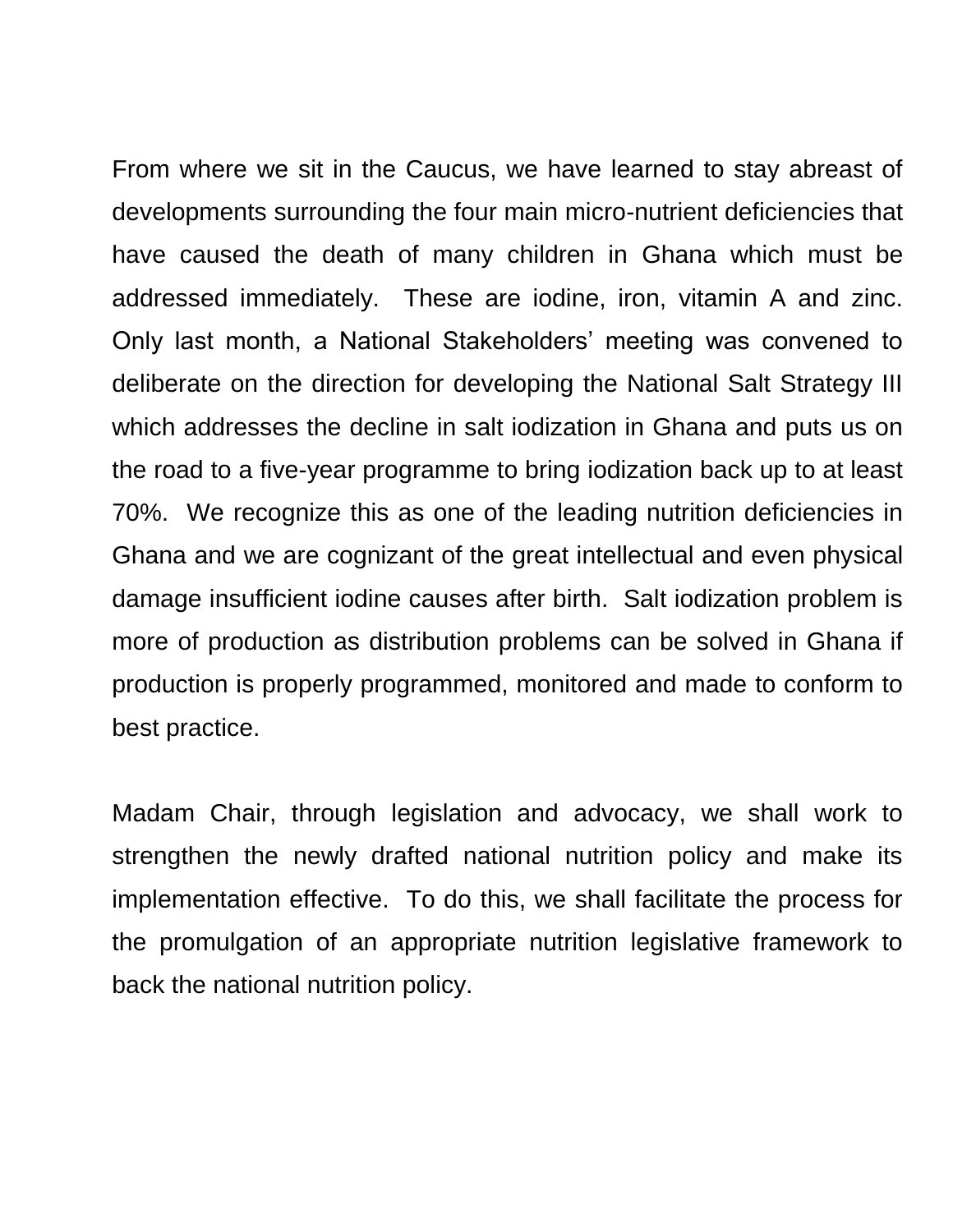From where we sit in the Caucus, we have learned to stay abreast of developments surrounding the four main micro-nutrient deficiencies that have caused the death of many children in Ghana which must be addressed immediately. These are iodine, iron, vitamin A and zinc. Only last month, a National Stakeholders' meeting was convened to deliberate on the direction for developing the National Salt Strategy III which addresses the decline in salt iodization in Ghana and puts us on the road to a five-year programme to bring iodization back up to at least 70%. We recognize this as one of the leading nutrition deficiencies in Ghana and we are cognizant of the great intellectual and even physical damage insufficient iodine causes after birth. Salt iodization problem is more of production as distribution problems can be solved in Ghana if production is properly programmed, monitored and made to conform to best practice.

Madam Chair, through legislation and advocacy, we shall work to strengthen the newly drafted national nutrition policy and make its implementation effective. To do this, we shall facilitate the process for the promulgation of an appropriate nutrition legislative framework to back the national nutrition policy.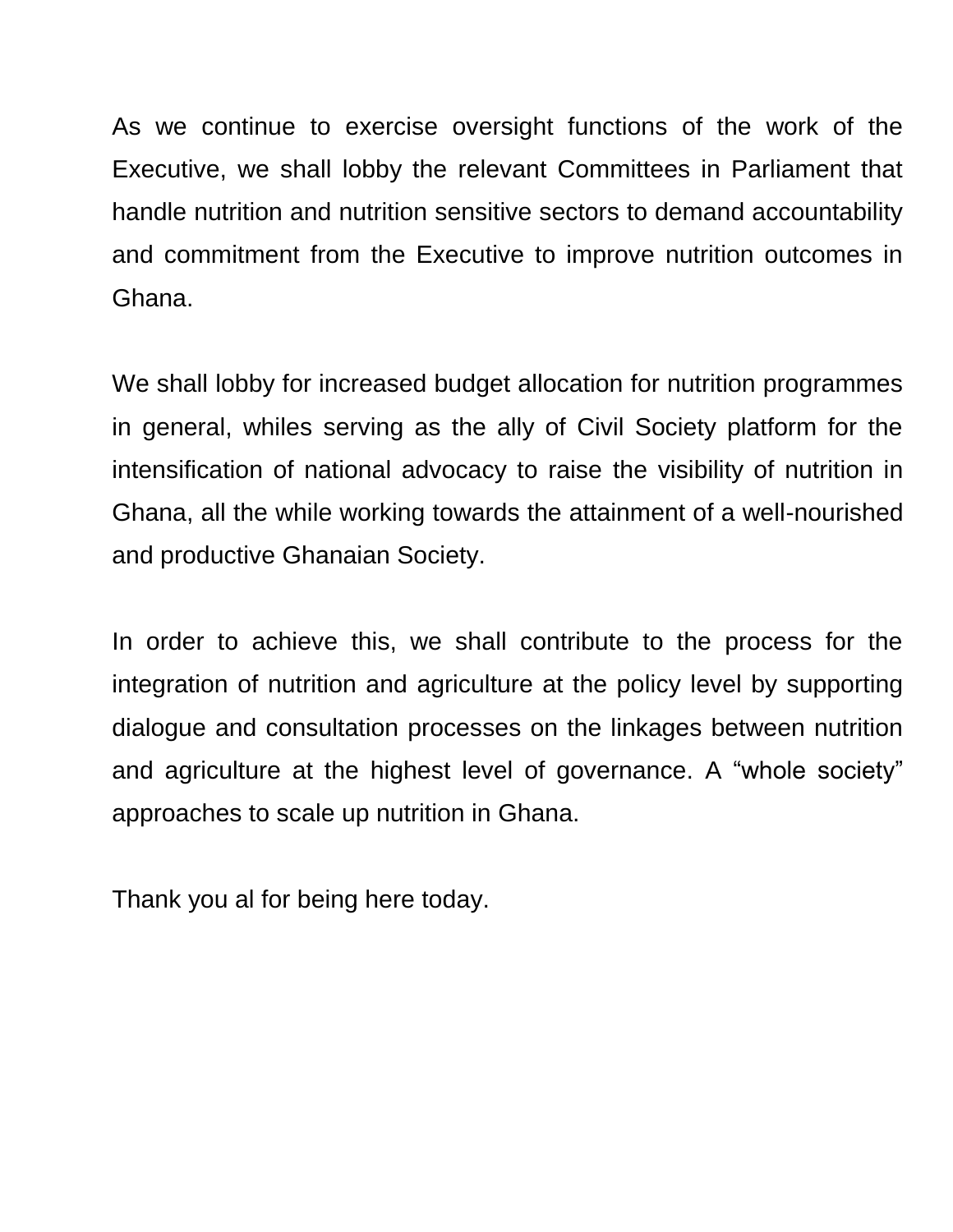As we continue to exercise oversight functions of the work of the Executive, we shall lobby the relevant Committees in Parliament that handle nutrition and nutrition sensitive sectors to demand accountability and commitment from the Executive to improve nutrition outcomes in Ghana.

We shall lobby for increased budget allocation for nutrition programmes in general, whiles serving as the ally of Civil Society platform for the intensification of national advocacy to raise the visibility of nutrition in Ghana, all the while working towards the attainment of a well-nourished and productive Ghanaian Society.

In order to achieve this, we shall contribute to the process for the integration of nutrition and agriculture at the policy level by supporting dialogue and consultation processes on the linkages between nutrition and agriculture at the highest level of governance. A “whole society” approaches to scale up nutrition in Ghana.

Thank you al for being here today.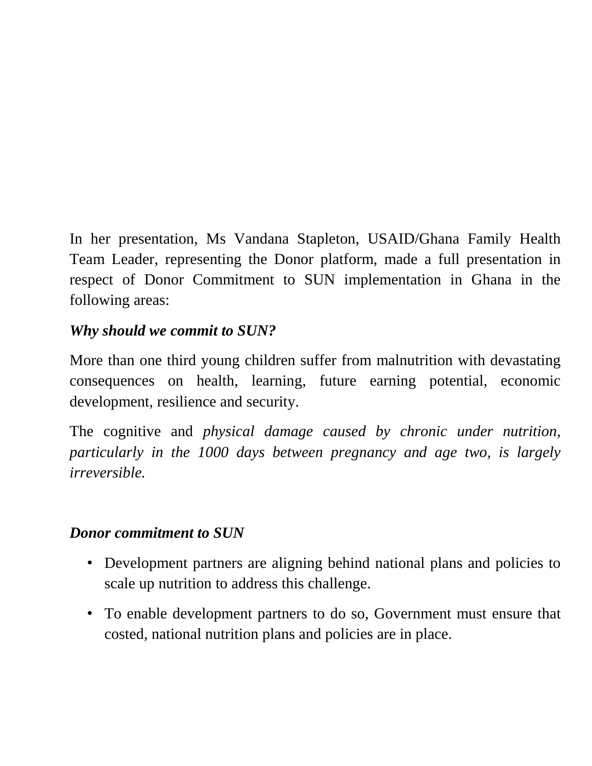In her presentation, Ms Vandana Stapleton, USAID/Ghana Family Health Team Leader, representing the Donor platform, made a full presentation in respect of Donor Commitment to SUN implementation in Ghana in the following areas:

***Why should we commit to SUN?***

More than one third young children suffer from malnutrition with devastating consequences on health, learning, future earning potential, economic development, resilience and security.

The cognitive and *physical damage caused by chronic under nutrition, particularly in the 1000 days between pregnancy and age two, is largely irreversible.*

***Donor commitment to SUN***

- Development partners are aligning behind national plans and policies to scale up nutrition to address this challenge.
- To enable development partners to do so, Government must ensure that costed, national nutrition plans and policies are in place.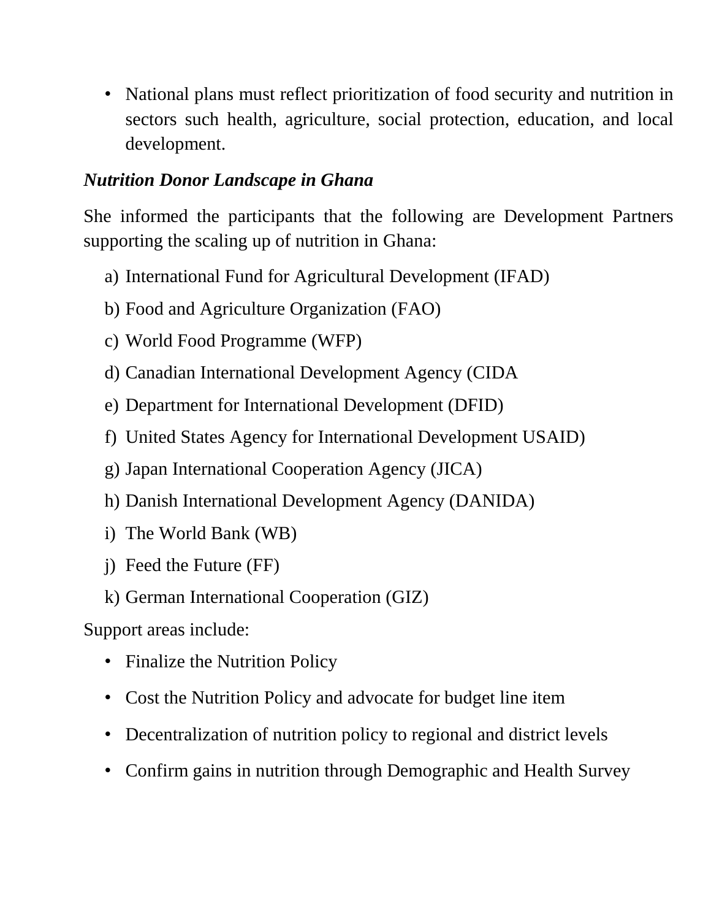- National plans must reflect prioritization of food security and nutrition in sectors such health, agriculture, social protection, education, and local development.

***Nutrition Donor Landscape in Ghana***

She informed the participants that the following are Development Partners supporting the scaling up of nutrition in Ghana:

a) International Fund for Agricultural Development (IFAD)
b) Food and Agriculture Organization (FAO)
c) World Food Programme (WFP)
d) Canadian International Development Agency (CIDA
e) Department for International Development (DFID)
f) United States Agency for International Development USAID)
g) Japan International Cooperation Agency (JICA)
h) Danish International Development Agency (DANIDA)
i) The World Bank (WB)
j) Feed the Future (FF)
k) German International Cooperation (GIZ)

Support areas include:

- Finalize the Nutrition Policy
- Cost the Nutrition Policy and advocate for budget line item
- Decentralization of nutrition policy to regional and district levels
- Confirm gains in nutrition through Demographic and Health Survey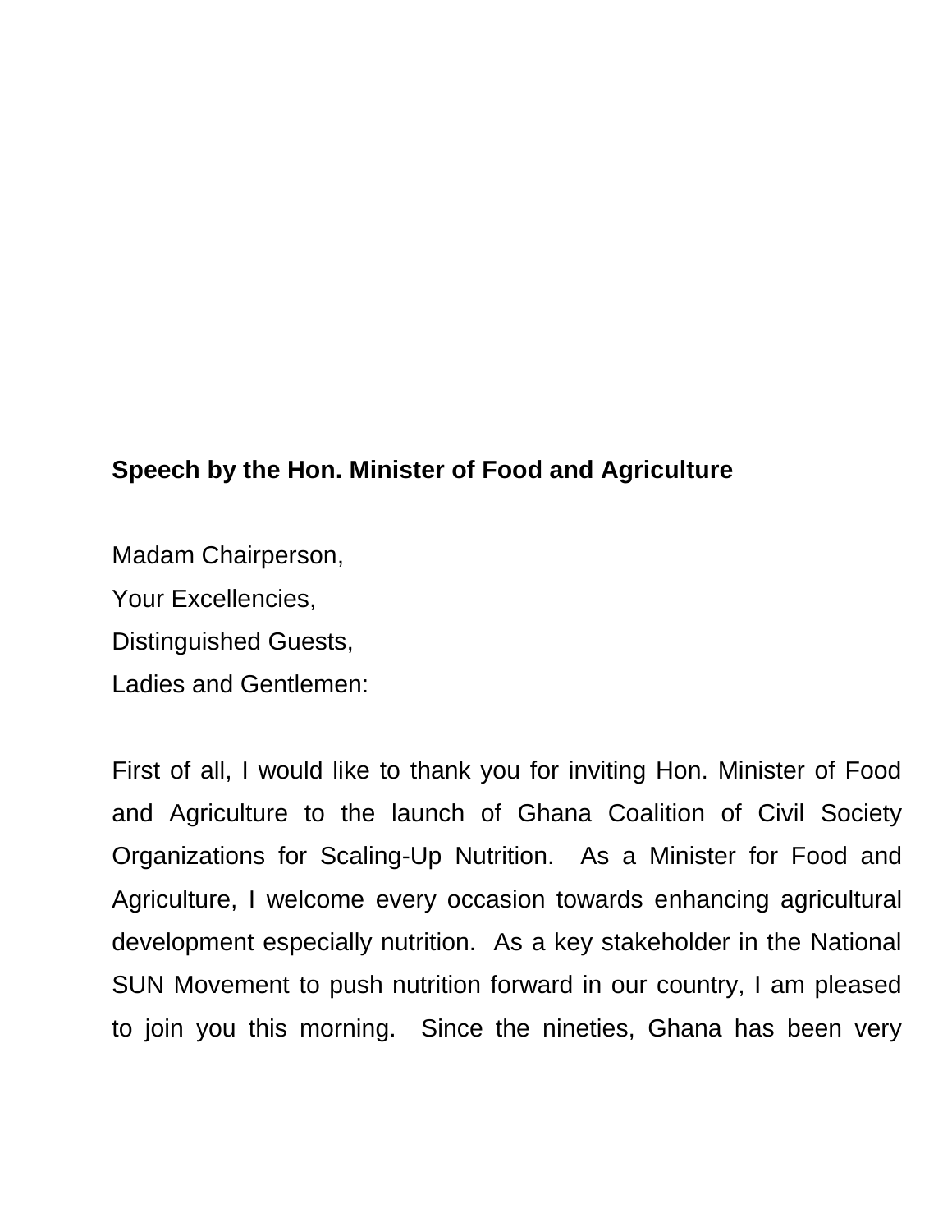**Speech by the Hon. Minister of Food and Agriculture**

Madam Chairperson,
Your Excellencies,
Distinguished Guests,
Ladies and Gentlemen:

First of all, I would like to thank you for inviting Hon. Minister of Food and Agriculture to the launch of Ghana Coalition of Civil Society Organizations for Scaling-Up Nutrition. As a Minister for Food and Agriculture, I welcome every occasion towards enhancing agricultural development especially nutrition. As a key stakeholder in the National SUN Movement to push nutrition forward in our country, I am pleased to join you this morning. Since the nineties, Ghana has been very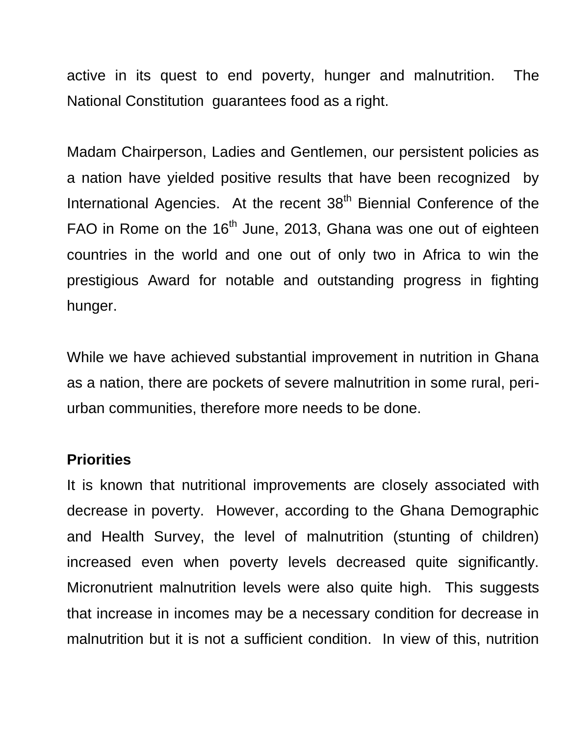active in its quest to end poverty, hunger and malnutrition. The National Constitution guarantees food as a right.

Madam Chairperson, Ladies and Gentlemen, our persistent policies as a nation have yielded positive results that have been recognized by International Agencies. At the recent 38th Biennial Conference of the FAO in Rome on the 16th June, 2013, Ghana was one out of eighteen countries in the world and one out of only two in Africa to win the prestigious Award for notable and outstanding progress in fighting hunger.

While we have achieved substantial improvement in nutrition in Ghana as a nation, there are pockets of severe malnutrition in some rural, peri-urban communities, therefore more needs to be done.

**Priorities**

It is known that nutritional improvements are closely associated with decrease in poverty. However, according to the Ghana Demographic and Health Survey, the level of malnutrition (stunting of children) increased even when poverty levels decreased quite significantly. Micronutrient malnutrition levels were also quite high. This suggests that increase in incomes may be a necessary condition for decrease in malnutrition but it is not a sufficient condition. In view of this, nutrition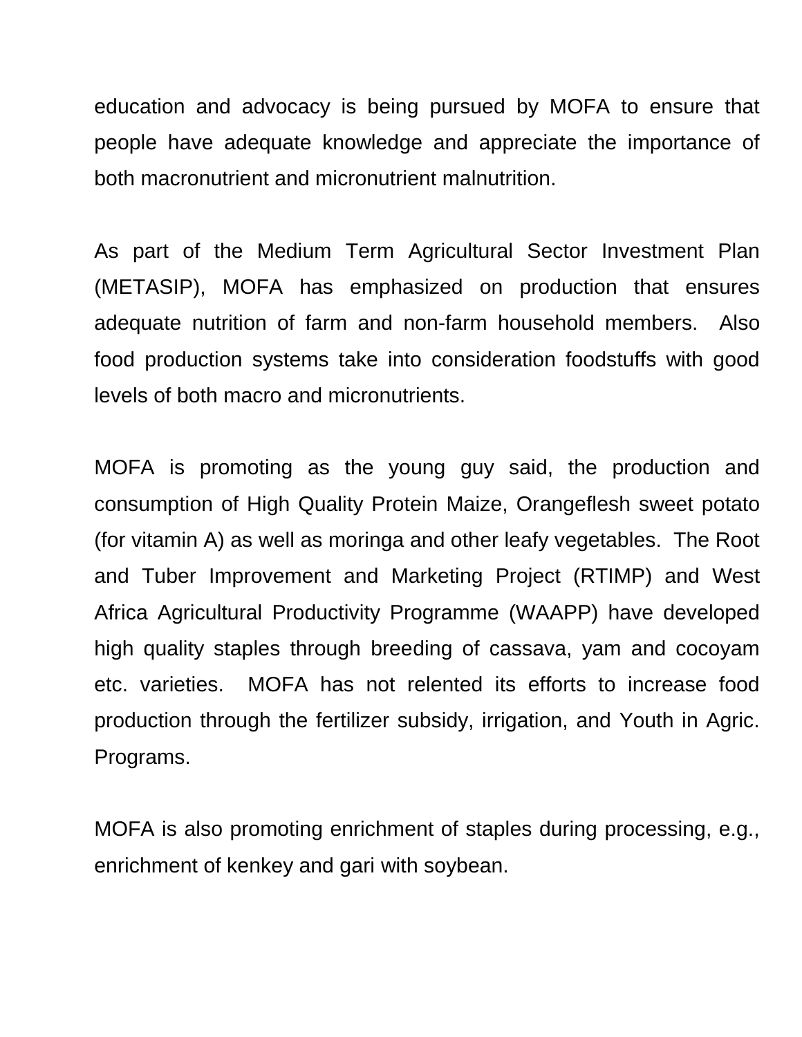education and advocacy is being pursued by MOFA to ensure that people have adequate knowledge and appreciate the importance of both macronutrient and micronutrient malnutrition.

As part of the Medium Term Agricultural Sector Investment Plan (METASIP), MOFA has emphasized on production that ensures adequate nutrition of farm and non-farm household members. Also food production systems take into consideration foodstuffs with good levels of both macro and micronutrients.

MOFA is promoting as the young guy said, the production and consumption of High Quality Protein Maize, Orangeflesh sweet potato (for vitamin A) as well as moringa and other leafy vegetables. The Root and Tuber Improvement and Marketing Project (RTIMP) and West Africa Agricultural Productivity Programme (WAAPP) have developed high quality staples through breeding of cassava, yam and cocoyam etc. varieties. MOFA has not relented its efforts to increase food production through the fertilizer subsidy, irrigation, and Youth in Agric. Programs.

MOFA is also promoting enrichment of staples during processing, e.g., enrichment of kenkey and gari with soybean.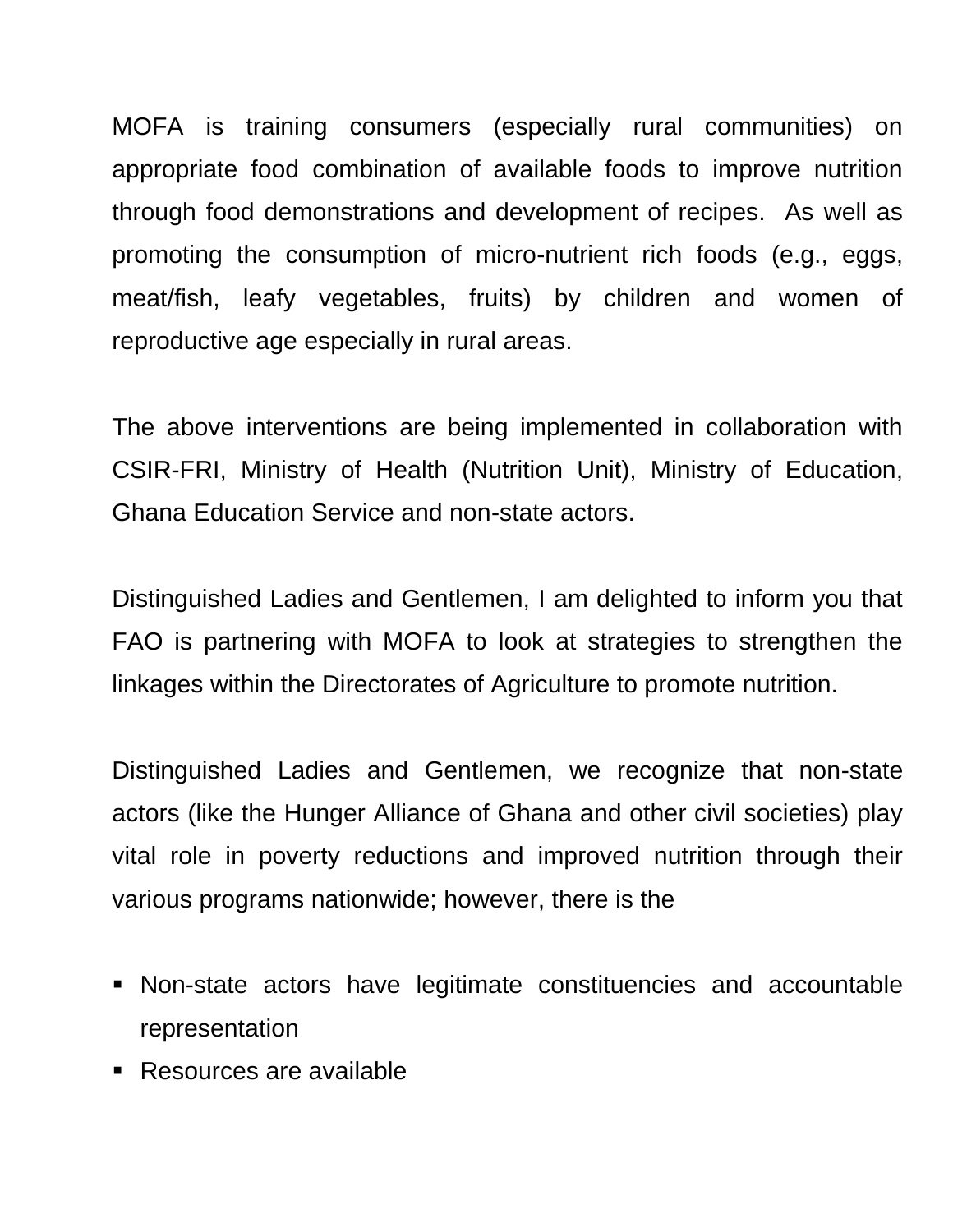MOFA is training consumers (especially rural communities) on appropriate food combination of available foods to improve nutrition through food demonstrations and development of recipes.  As well as promoting the consumption of micro-nutrient rich foods (e.g., eggs, meat/fish, leafy vegetables, fruits) by children and women of reproductive age especially in rural areas.

The above interventions are being implemented in collaboration with CSIR-FRI, Ministry of Health (Nutrition Unit), Ministry of Education, Ghana Education Service and non-state actors.

Distinguished Ladies and Gentlemen, I am delighted to inform you that FAO is partnering with MOFA to look at strategies to strengthen the linkages within the Directorates of Agriculture to promote nutrition.

Distinguished Ladies and Gentlemen, we recognize that non-state actors (like the Hunger Alliance of Ghana and other civil societies) play vital role in poverty reductions and improved nutrition through their various programs nationwide; however, there is the

- Non-state actors have legitimate constituencies and accountable representation
- Resources are available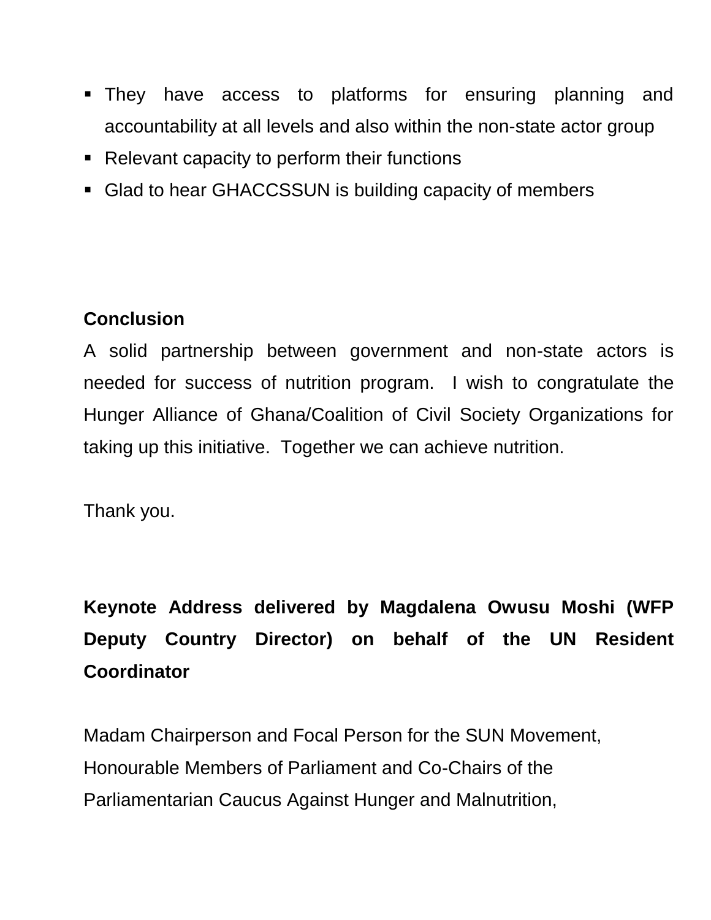- They have access to platforms for ensuring planning and accountability at all levels and also within the non-state actor group
- Relevant capacity to perform their functions
- Glad to hear GHACCSSUN is building capacity of members

**Conclusion**

A solid partnership between government and non-state actors is needed for success of nutrition program. I wish to congratulate the Hunger Alliance of Ghana/Coalition of Civil Society Organizations for taking up this initiative. Together we can achieve nutrition.

Thank you.

**Keynote Address delivered by Magdalena Owusu Moshi (WFP Deputy Country Director) on behalf of the UN Resident Coordinator**

Madam Chairperson and Focal Person for the SUN Movement,
Honourable Members of Parliament and Co-Chairs of the Parliamentarian Caucus Against Hunger and Malnutrition,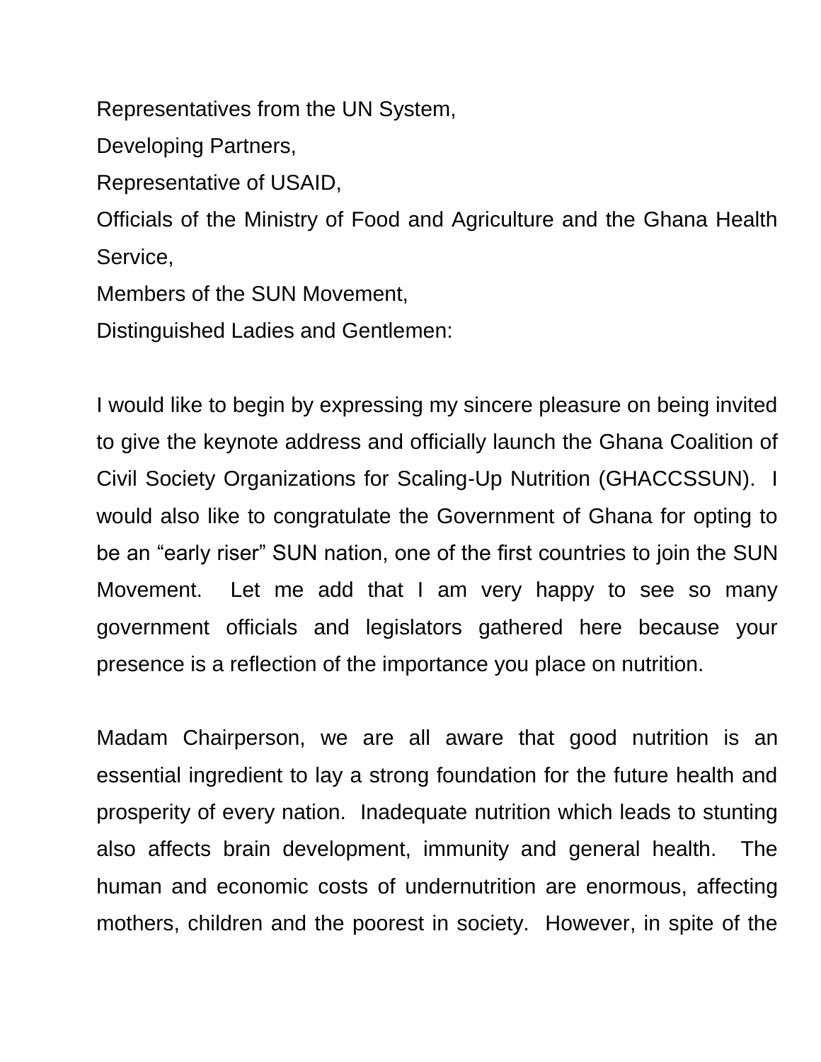Representatives from the UN System,

Developing Partners,

Representative of USAID,

Officials of the Ministry of Food and Agriculture and the Ghana Health Service,

Members of the SUN Movement,

Distinguished Ladies and Gentlemen:

I would like to begin by expressing my sincere pleasure on being invited to give the keynote address and officially launch the Ghana Coalition of Civil Society Organizations for Scaling-Up Nutrition (GHACCSSUN). I would also like to congratulate the Government of Ghana for opting to be an "early riser" SUN nation, one of the first countries to join the SUN Movement. Let me add that I am very happy to see so many government officials and legislators gathered here because your presence is a reflection of the importance you place on nutrition.

Madam Chairperson, we are all aware that good nutrition is an essential ingredient to lay a strong foundation for the future health and prosperity of every nation. Inadequate nutrition which leads to stunting also affects brain development, immunity and general health. The human and economic costs of undernutrition are enormous, affecting mothers, children and the poorest in society. However, in spite of the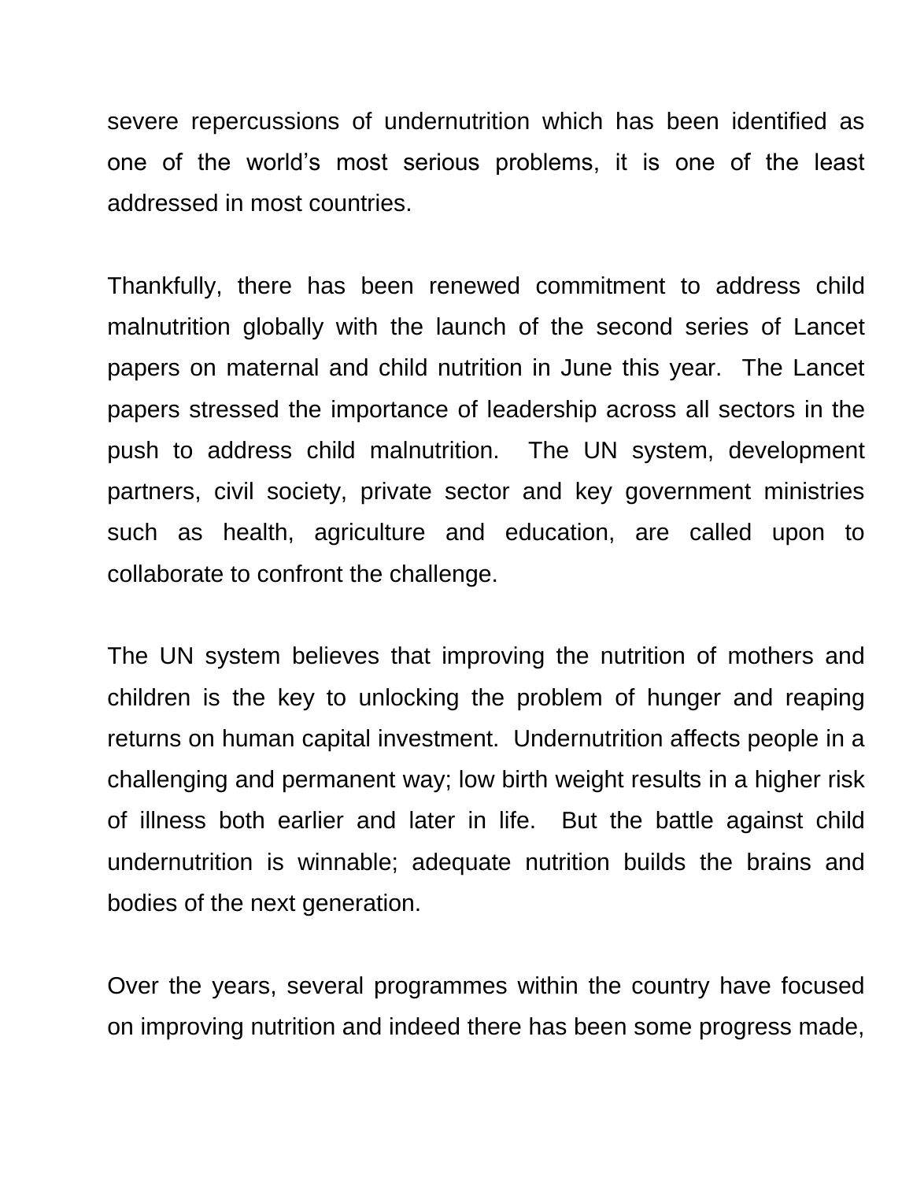severe repercussions of undernutrition which has been identified as one of the world's most serious problems, it is one of the least addressed in most countries.

Thankfully, there has been renewed commitment to address child malnutrition globally with the launch of the second series of Lancet papers on maternal and child nutrition in June this year.  The Lancet papers stressed the importance of leadership across all sectors in the push to address child malnutrition.  The UN system, development partners, civil society, private sector and key government ministries such as health, agriculture and education, are called upon to collaborate to confront the challenge.

The UN system believes that improving the nutrition of mothers and children is the key to unlocking the problem of hunger and reaping returns on human capital investment.  Undernutrition affects people in a challenging and permanent way; low birth weight results in a higher risk of illness both earlier and later in life.  But the battle against child undernutrition is winnable; adequate nutrition builds the brains and bodies of the next generation.

Over the years, several programmes within the country have focused on improving nutrition and indeed there has been some progress made,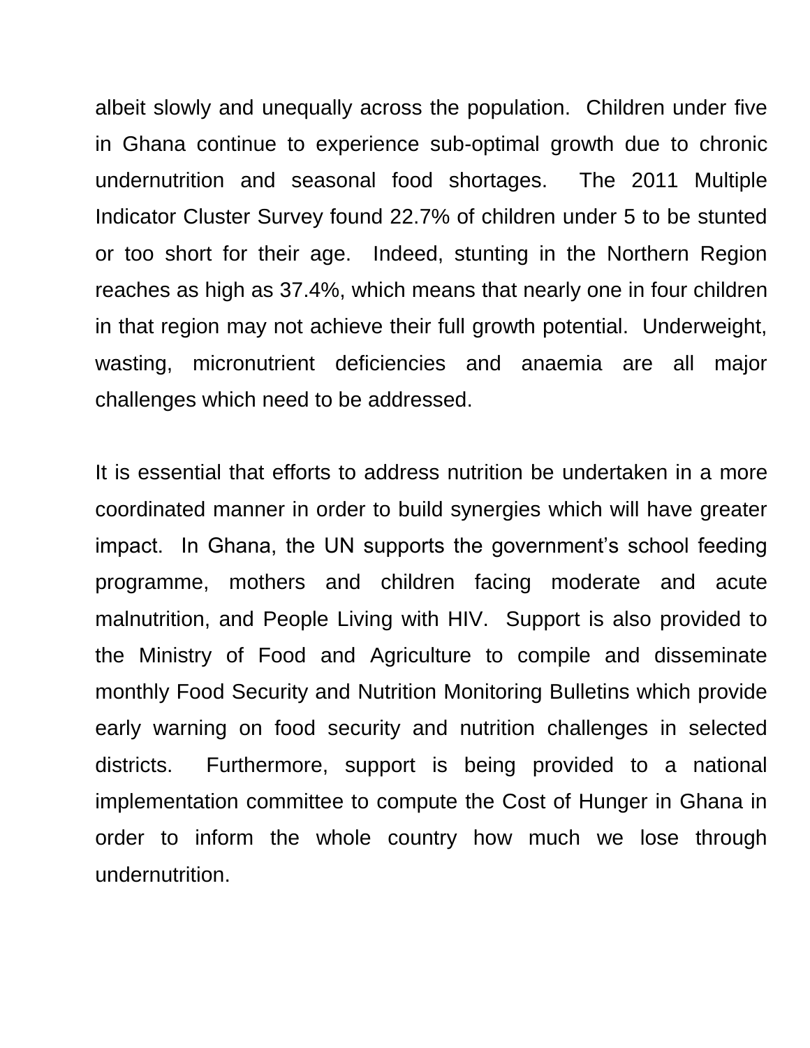albeit slowly and unequally across the population. Children under five in Ghana continue to experience sub-optimal growth due to chronic undernutrition and seasonal food shortages. The 2011 Multiple Indicator Cluster Survey found 22.7% of children under 5 to be stunted or too short for their age. Indeed, stunting in the Northern Region reaches as high as 37.4%, which means that nearly one in four children in that region may not achieve their full growth potential. Underweight, wasting, micronutrient deficiencies and anaemia are all major challenges which need to be addressed.

It is essential that efforts to address nutrition be undertaken in a more coordinated manner in order to build synergies which will have greater impact. In Ghana, the UN supports the government's school feeding programme, mothers and children facing moderate and acute malnutrition, and People Living with HIV. Support is also provided to the Ministry of Food and Agriculture to compile and disseminate monthly Food Security and Nutrition Monitoring Bulletins which provide early warning on food security and nutrition challenges in selected districts. Furthermore, support is being provided to a national implementation committee to compute the Cost of Hunger in Ghana in order to inform the whole country how much we lose through undernutrition.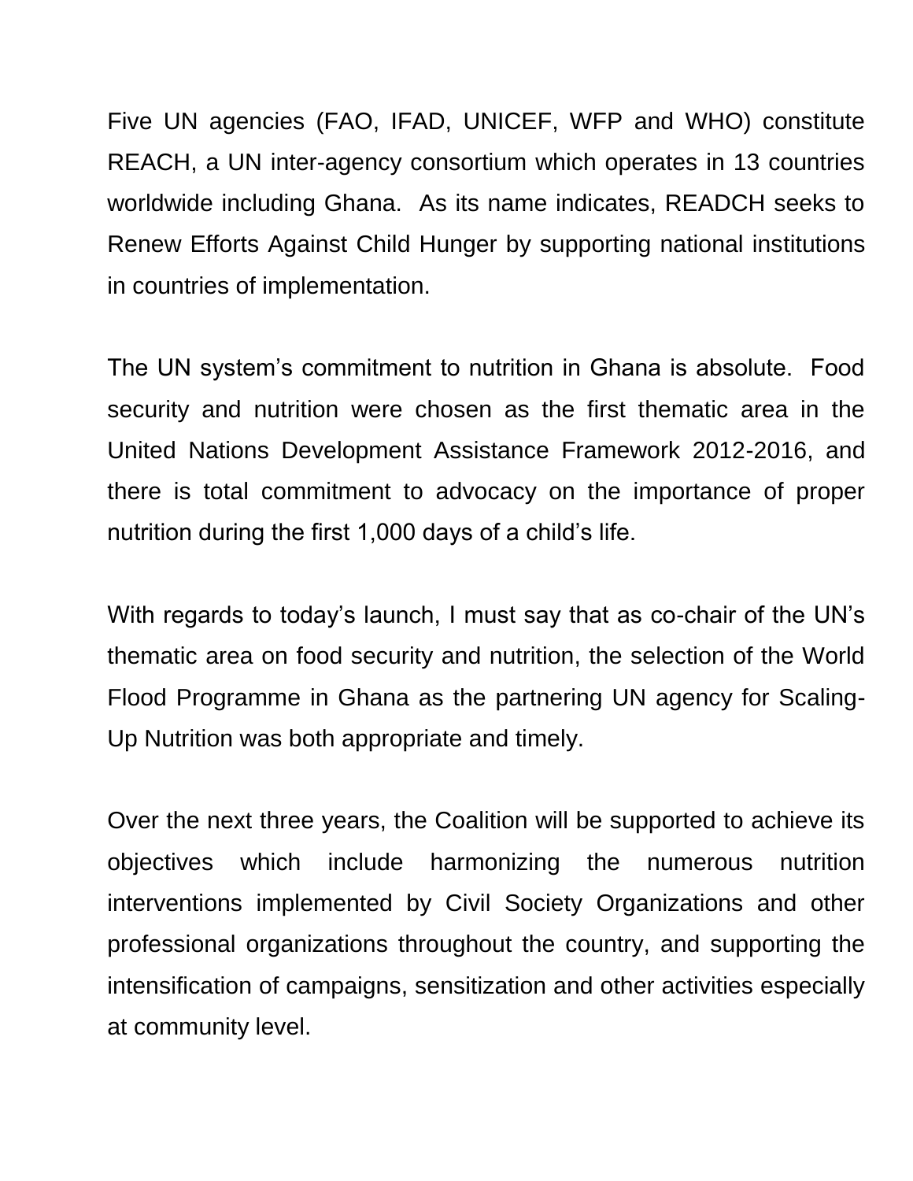Five UN agencies (FAO, IFAD, UNICEF, WFP and WHO) constitute REACH, a UN inter-agency consortium which operates in 13 countries worldwide including Ghana.  As its name indicates, READCH seeks to Renew Efforts Against Child Hunger by supporting national institutions in countries of implementation.

The UN system's commitment to nutrition in Ghana is absolute.  Food security and nutrition were chosen as the first thematic area in the United Nations Development Assistance Framework 2012-2016, and there is total commitment to advocacy on the importance of proper nutrition during the first 1,000 days of a child's life.

With regards to today's launch, I must say that as co-chair of the UN's thematic area on food security and nutrition, the selection of the World Flood Programme in Ghana as the partnering UN agency for Scaling-Up Nutrition was both appropriate and timely.

Over the next three years, the Coalition will be supported to achieve its objectives which include harmonizing the numerous nutrition interventions implemented by Civil Society Organizations and other professional organizations throughout the country, and supporting the intensification of campaigns, sensitization and other activities especially at community level.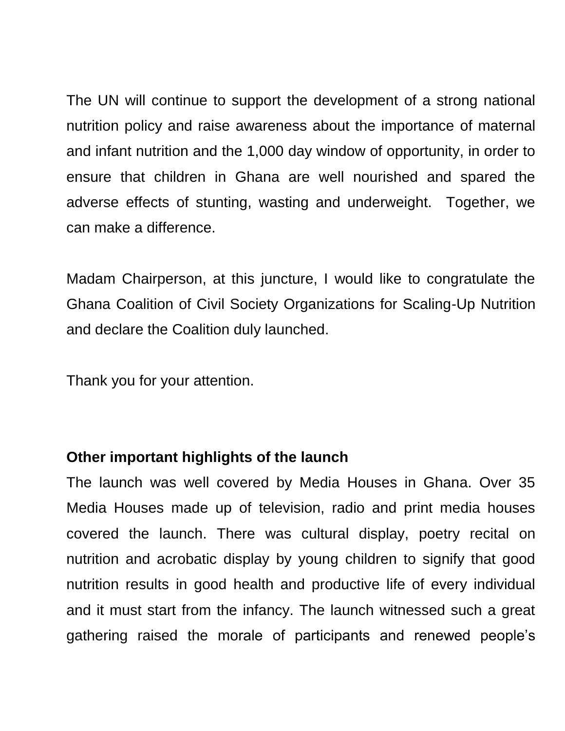The UN will continue to support the development of a strong national nutrition policy and raise awareness about the importance of maternal and infant nutrition and the 1,000 day window of opportunity, in order to ensure that children in Ghana are well nourished and spared the adverse effects of stunting, wasting and underweight.  Together, we can make a difference.

Madam Chairperson, at this juncture, I would like to congratulate the Ghana Coalition of Civil Society Organizations for Scaling-Up Nutrition and declare the Coalition duly launched.

Thank you for your attention.

**Other important highlights of the launch**

The launch was well covered by Media Houses in Ghana. Over 35 Media Houses made up of television, radio and print media houses covered the launch. There was cultural display, poetry recital on nutrition and acrobatic display by young children to signify that good nutrition results in good health and productive life of every individual and it must start from the infancy. The launch witnessed such a great gathering raised the morale of participants and renewed people's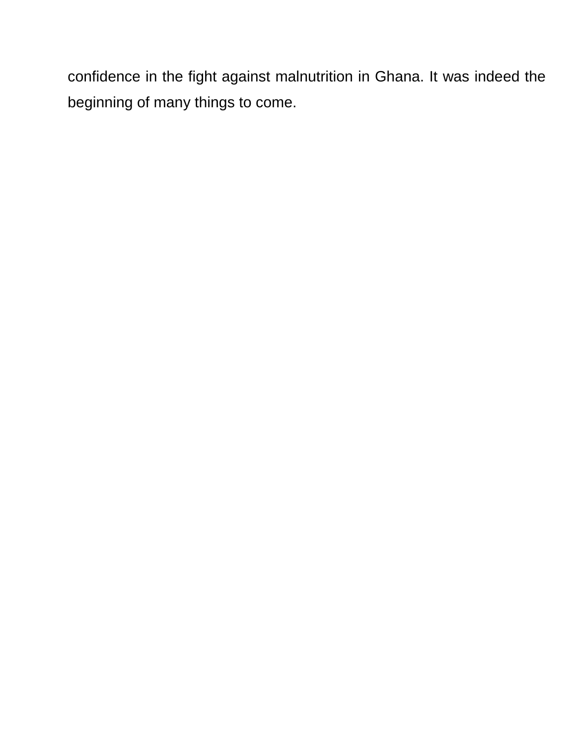confidence in the fight against malnutrition in Ghana. It was indeed the beginning of many things to come.